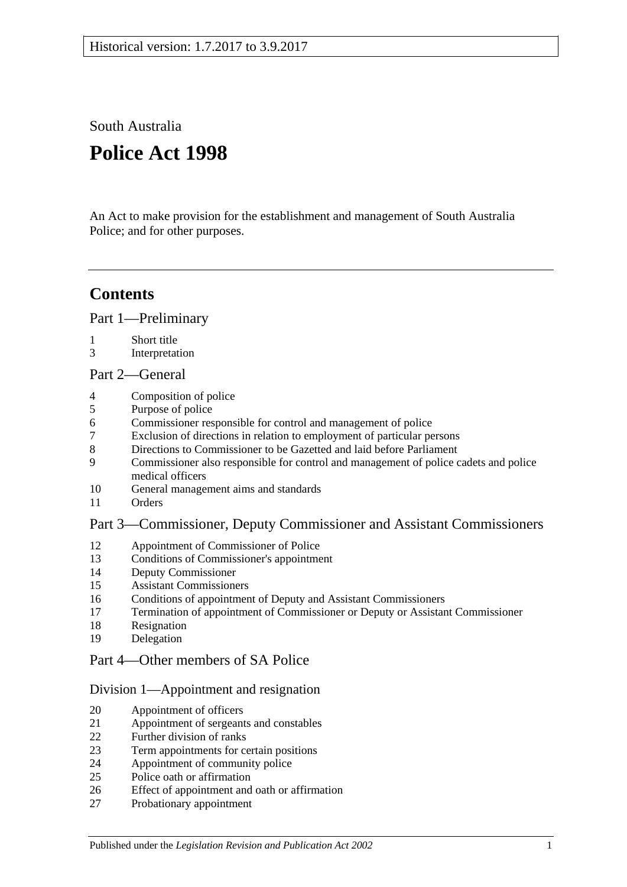Historical version: 1.7.2017 to 3.9.2017

South Australia

# Police Act 1998

An Act to make provision for the establishment and management of South Australia Police; and for other purposes.

## Contents

Part 1—Preliminary

1 Short title
3 Interpretation

Part 2—General

4 Composition of police
5 Purpose of police
6 Commissioner responsible for control and management of police
7 Exclusion of directions in relation to employment of particular persons
8 Directions to Commissioner to be Gazetted and laid before Parliament
9 Commissioner also responsible for control and management of police cadets and police medical officers
10 General management aims and standards
11 Orders

Part 3—Commissioner, Deputy Commissioner and Assistant Commissioners

12 Appointment of Commissioner of Police
13 Conditions of Commissioner's appointment
14 Deputy Commissioner
15 Assistant Commissioners
16 Conditions of appointment of Deputy and Assistant Commissioners
17 Termination of appointment of Commissioner or Deputy or Assistant Commissioner
18 Resignation
19 Delegation

Part 4—Other members of SA Police

Division 1—Appointment and resignation

20 Appointment of officers
21 Appointment of sergeants and constables
22 Further division of ranks
23 Term appointments for certain positions
24 Appointment of community police
25 Police oath or affirmation
26 Effect of appointment and oath or affirmation
27 Probationary appointment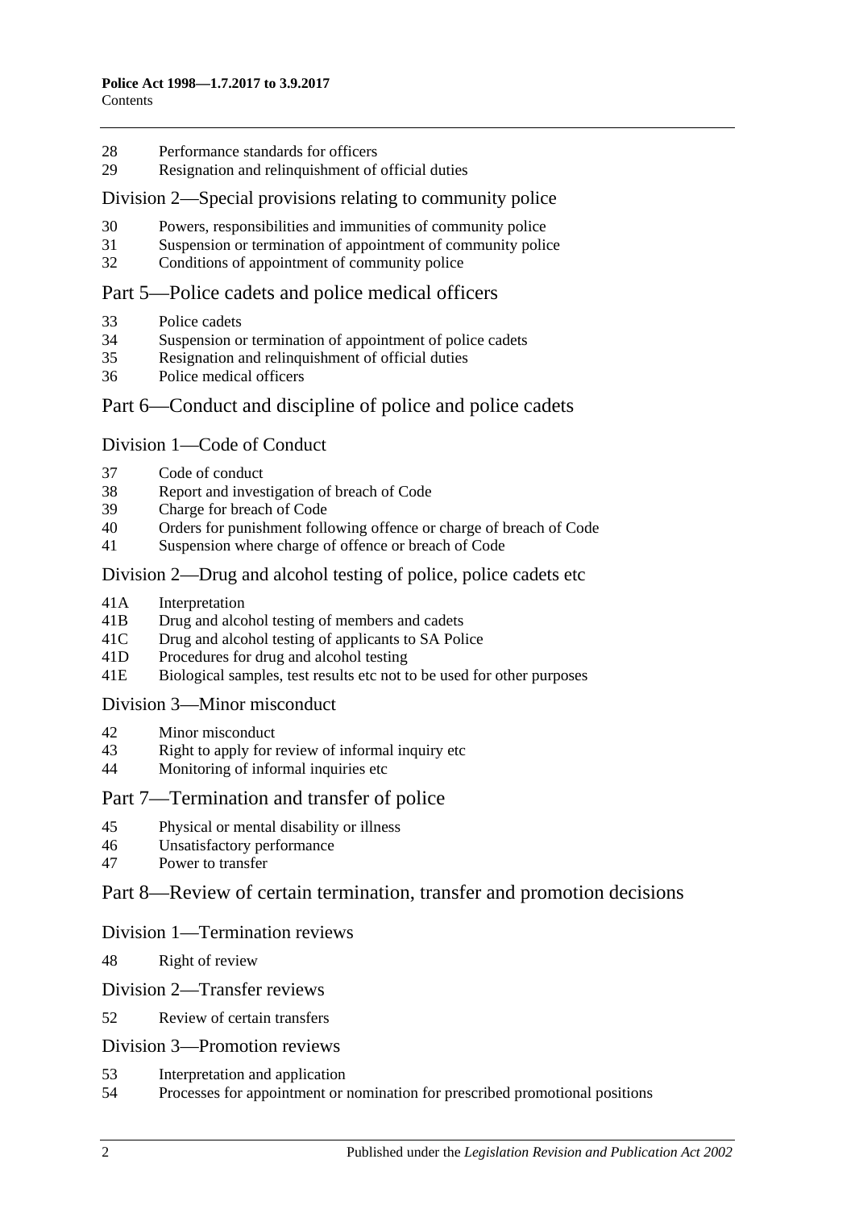28 Performance standards for officers
29 Resignation and relinquishment of official duties

## Division 2—Special provisions relating to community police

30 Powers, responsibilities and immunities of community police
31 Suspension or termination of appointment of community police
32 Conditions of appointment of community police

## Part 5—Police cadets and police medical officers

33 Police cadets
34 Suspension or termination of appointment of police cadets
35 Resignation and relinquishment of official duties
36 Police medical officers

## Part 6—Conduct and discipline of police and police cadets

## Division 1—Code of Conduct

37 Code of conduct
38 Report and investigation of breach of Code
39 Charge for breach of Code
40 Orders for punishment following offence or charge of breach of Code
41 Suspension where charge of offence or breach of Code

## Division 2—Drug and alcohol testing of police, police cadets etc

41A Interpretation
41B Drug and alcohol testing of members and cadets
41C Drug and alcohol testing of applicants to SA Police
41D Procedures for drug and alcohol testing
41E Biological samples, test results etc not to be used for other purposes

## Division 3—Minor misconduct

42 Minor misconduct
43 Right to apply for review of informal inquiry etc
44 Monitoring of informal inquiries etc

## Part 7—Termination and transfer of police

45 Physical or mental disability or illness
46 Unsatisfactory performance
47 Power to transfer

## Part 8—Review of certain termination, transfer and promotion decisions

## Division 1—Termination reviews

48 Right of review

## Division 2—Transfer reviews

52 Review of certain transfers

## Division 3—Promotion reviews

53 Interpretation and application
54 Processes for appointment or nomination for prescribed promotional positions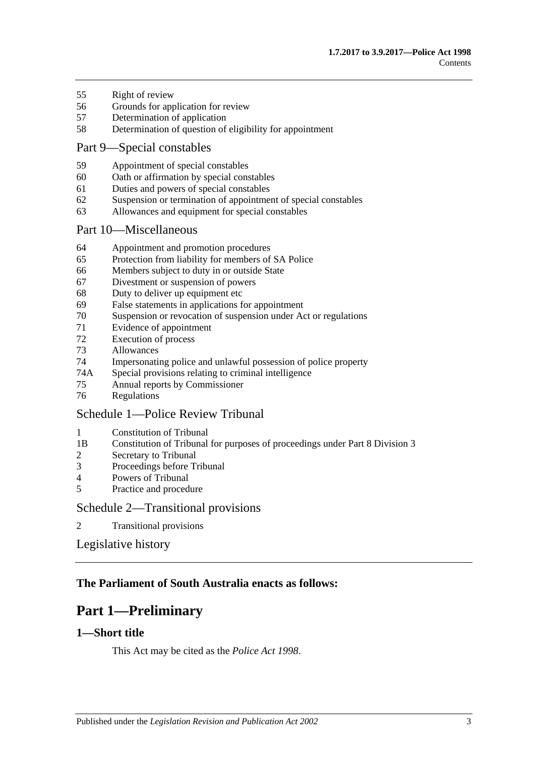55 Right of review
56 Grounds for application for review
57 Determination of application
58 Determination of question of eligibility for appointment

## Part 9—Special constables

59 Appointment of special constables
60 Oath or affirmation by special constables
61 Duties and powers of special constables
62 Suspension or termination of appointment of special constables
63 Allowances and equipment for special constables

## Part 10—Miscellaneous

64 Appointment and promotion procedures
65 Protection from liability for members of SA Police
66 Members subject to duty in or outside State
67 Divestment or suspension of powers
68 Duty to deliver up equipment etc
69 False statements in applications for appointment
70 Suspension or revocation of suspension under Act or regulations
71 Evidence of appointment
72 Execution of process
73 Allowances
74 Impersonating police and unlawful possession of police property
74A Special provisions relating to criminal intelligence
75 Annual reports by Commissioner
76 Regulations

## Schedule 1—Police Review Tribunal

1 Constitution of Tribunal
1B Constitution of Tribunal for purposes of proceedings under Part 8 Division 3
2 Secretary to Tribunal
3 Proceedings before Tribunal
4 Powers of Tribunal
5 Practice and procedure

## Schedule 2—Transitional provisions

2 Transitional provisions

## Legislative history

**The Parliament of South Australia enacts as follows:**

# Part 1—Preliminary

### 1—Short title

This Act may be cited as the *Police Act 1998*.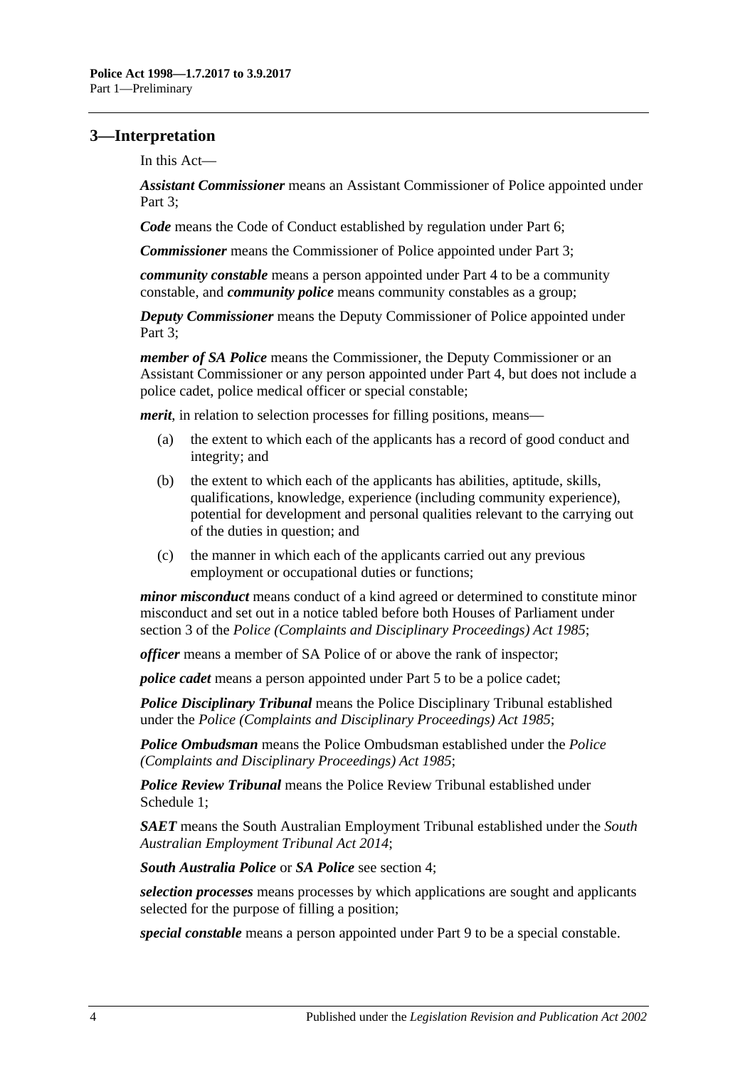## 3—Interpretation

In this Act—

***Assistant Commissioner*** means an Assistant Commissioner of Police appointed under Part 3;

***Code*** means the Code of Conduct established by regulation under Part 6;

***Commissioner*** means the Commissioner of Police appointed under Part 3;

***community constable*** means a person appointed under Part 4 to be a community constable, and ***community police*** means community constables as a group;

***Deputy Commissioner*** means the Deputy Commissioner of Police appointed under Part 3;

***member of SA Police*** means the Commissioner, the Deputy Commissioner or an Assistant Commissioner or any person appointed under Part 4, but does not include a police cadet, police medical officer or special constable;

***merit***, in relation to selection processes for filling positions, means—

(a) the extent to which each of the applicants has a record of good conduct and integrity; and

(b) the extent to which each of the applicants has abilities, aptitude, skills, qualifications, knowledge, experience (including community experience), potential for development and personal qualities relevant to the carrying out of the duties in question; and

(c) the manner in which each of the applicants carried out any previous employment or occupational duties or functions;

***minor misconduct*** means conduct of a kind agreed or determined to constitute minor misconduct and set out in a notice tabled before both Houses of Parliament under section 3 of the *Police (Complaints and Disciplinary Proceedings) Act 1985*;

***officer*** means a member of SA Police of or above the rank of inspector;

***police cadet*** means a person appointed under Part 5 to be a police cadet;

***Police Disciplinary Tribunal*** means the Police Disciplinary Tribunal established under the *Police (Complaints and Disciplinary Proceedings) Act 1985*;

***Police Ombudsman*** means the Police Ombudsman established under the *Police (Complaints and Disciplinary Proceedings) Act 1985*;

***Police Review Tribunal*** means the Police Review Tribunal established under Schedule 1;

***SAET*** means the South Australian Employment Tribunal established under the *South Australian Employment Tribunal Act 2014*;

***South Australia Police*** or ***SA Police*** see section 4;

***selection processes*** means processes by which applications are sought and applicants selected for the purpose of filling a position;

***special constable*** means a person appointed under Part 9 to be a special constable.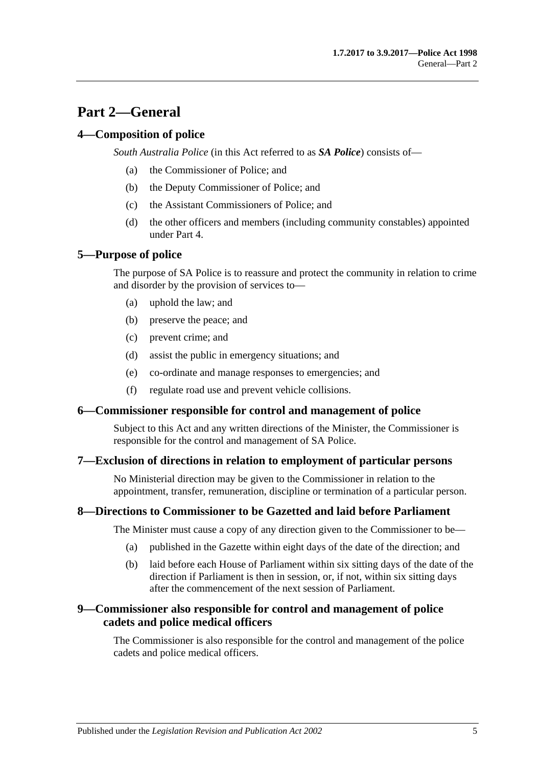# Part 2—General

## 4—Composition of police

*South Australia Police* (in this Act referred to as ***SA Police***) consists of—

(a) the Commissioner of Police; and

(b) the Deputy Commissioner of Police; and

(c) the Assistant Commissioners of Police; and

(d) the other officers and members (including community constables) appointed under Part 4.

## 5—Purpose of police

The purpose of SA Police is to reassure and protect the community in relation to crime and disorder by the provision of services to—

(a) uphold the law; and

(b) preserve the peace; and

(c) prevent crime; and

(d) assist the public in emergency situations; and

(e) co-ordinate and manage responses to emergencies; and

(f) regulate road use and prevent vehicle collisions.

## 6—Commissioner responsible for control and management of police

Subject to this Act and any written directions of the Minister, the Commissioner is responsible for the control and management of SA Police.

## 7—Exclusion of directions in relation to employment of particular persons

No Ministerial direction may be given to the Commissioner in relation to the appointment, transfer, remuneration, discipline or termination of a particular person.

## 8—Directions to Commissioner to be Gazetted and laid before Parliament

The Minister must cause a copy of any direction given to the Commissioner to be—

(a) published in the Gazette within eight days of the date of the direction; and

(b) laid before each House of Parliament within six sitting days of the date of the direction if Parliament is then in session, or, if not, within six sitting days after the commencement of the next session of Parliament.

## 9—Commissioner also responsible for control and management of police cadets and police medical officers

The Commissioner is also responsible for the control and management of the police cadets and police medical officers.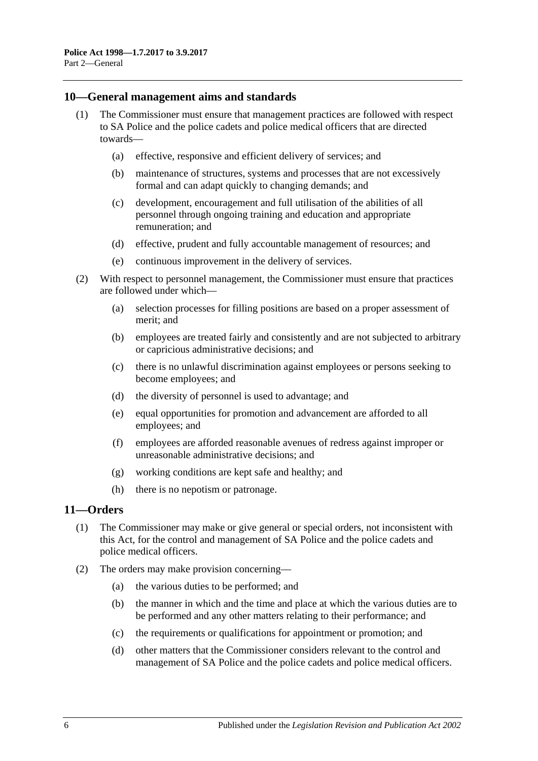## 10—General management aims and standards

(1) The Commissioner must ensure that management practices are followed with respect to SA Police and the police cadets and police medical officers that are directed towards—

- (a) effective, responsive and efficient delivery of services; and
- (b) maintenance of structures, systems and processes that are not excessively formal and can adapt quickly to changing demands; and
- (c) development, encouragement and full utilisation of the abilities of all personnel through ongoing training and education and appropriate remuneration; and
- (d) effective, prudent and fully accountable management of resources; and
- (e) continuous improvement in the delivery of services.

(2) With respect to personnel management, the Commissioner must ensure that practices are followed under which—

- (a) selection processes for filling positions are based on a proper assessment of merit; and
- (b) employees are treated fairly and consistently and are not subjected to arbitrary or capricious administrative decisions; and
- (c) there is no unlawful discrimination against employees or persons seeking to become employees; and
- (d) the diversity of personnel is used to advantage; and
- (e) equal opportunities for promotion and advancement are afforded to all employees; and
- (f) employees are afforded reasonable avenues of redress against improper or unreasonable administrative decisions; and
- (g) working conditions are kept safe and healthy; and
- (h) there is no nepotism or patronage.

## 11—Orders

(1) The Commissioner may make or give general or special orders, not inconsistent with this Act, for the control and management of SA Police and the police cadets and police medical officers.

(2) The orders may make provision concerning—

- (a) the various duties to be performed; and
- (b) the manner in which and the time and place at which the various duties are to be performed and any other matters relating to their performance; and
- (c) the requirements or qualifications for appointment or promotion; and
- (d) other matters that the Commissioner considers relevant to the control and management of SA Police and the police cadets and police medical officers.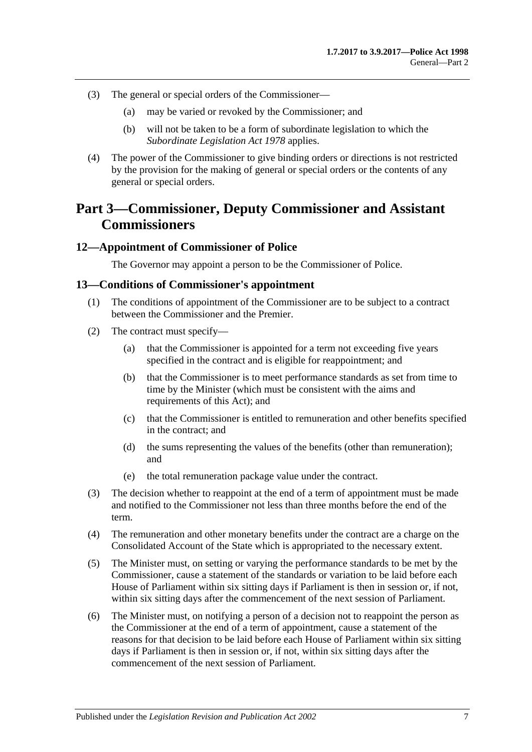(3) The general or special orders of the Commissioner—

(a) may be varied or revoked by the Commissioner; and

(b) will not be taken to be a form of subordinate legislation to which the *Subordinate Legislation Act 1978* applies.

(4) The power of the Commissioner to give binding orders or directions is not restricted by the provision for the making of general or special orders or the contents of any general or special orders.

# Part 3—Commissioner, Deputy Commissioner and Assistant Commissioners

## 12—Appointment of Commissioner of Police

The Governor may appoint a person to be the Commissioner of Police.

## 13—Conditions of Commissioner's appointment

(1) The conditions of appointment of the Commissioner are to be subject to a contract between the Commissioner and the Premier.

(2) The contract must specify—

(a) that the Commissioner is appointed for a term not exceeding five years specified in the contract and is eligible for reappointment; and

(b) that the Commissioner is to meet performance standards as set from time to time by the Minister (which must be consistent with the aims and requirements of this Act); and

(c) that the Commissioner is entitled to remuneration and other benefits specified in the contract; and

(d) the sums representing the values of the benefits (other than remuneration); and

(e) the total remuneration package value under the contract.

(3) The decision whether to reappoint at the end of a term of appointment must be made and notified to the Commissioner not less than three months before the end of the term.

(4) The remuneration and other monetary benefits under the contract are a charge on the Consolidated Account of the State which is appropriated to the necessary extent.

(5) The Minister must, on setting or varying the performance standards to be met by the Commissioner, cause a statement of the standards or variation to be laid before each House of Parliament within six sitting days if Parliament is then in session or, if not, within six sitting days after the commencement of the next session of Parliament.

(6) The Minister must, on notifying a person of a decision not to reappoint the person as the Commissioner at the end of a term of appointment, cause a statement of the reasons for that decision to be laid before each House of Parliament within six sitting days if Parliament is then in session or, if not, within six sitting days after the commencement of the next session of Parliament.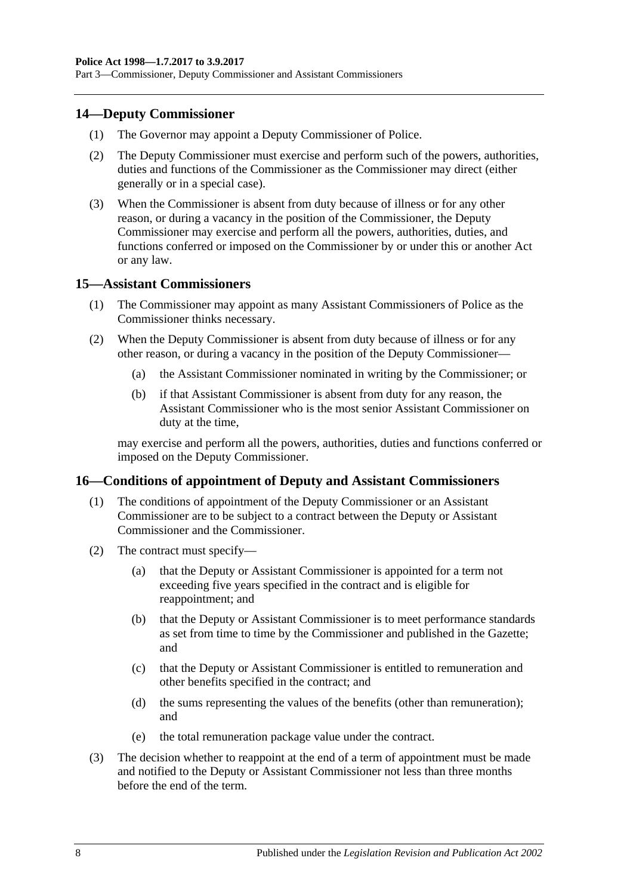## 14—Deputy Commissioner

(1) The Governor may appoint a Deputy Commissioner of Police.

(2) The Deputy Commissioner must exercise and perform such of the powers, authorities, duties and functions of the Commissioner as the Commissioner may direct (either generally or in a special case).

(3) When the Commissioner is absent from duty because of illness or for any other reason, or during a vacancy in the position of the Commissioner, the Deputy Commissioner may exercise and perform all the powers, authorities, duties, and functions conferred or imposed on the Commissioner by or under this or another Act or any law.

## 15—Assistant Commissioners

(1) The Commissioner may appoint as many Assistant Commissioners of Police as the Commissioner thinks necessary.

(2) When the Deputy Commissioner is absent from duty because of illness or for any other reason, or during a vacancy in the position of the Deputy Commissioner—

(a) the Assistant Commissioner nominated in writing by the Commissioner; or

(b) if that Assistant Commissioner is absent from duty for any reason, the Assistant Commissioner who is the most senior Assistant Commissioner on duty at the time,

may exercise and perform all the powers, authorities, duties and functions conferred or imposed on the Deputy Commissioner.

## 16—Conditions of appointment of Deputy and Assistant Commissioners

(1) The conditions of appointment of the Deputy Commissioner or an Assistant Commissioner are to be subject to a contract between the Deputy or Assistant Commissioner and the Commissioner.

(2) The contract must specify—

(a) that the Deputy or Assistant Commissioner is appointed for a term not exceeding five years specified in the contract and is eligible for reappointment; and

(b) that the Deputy or Assistant Commissioner is to meet performance standards as set from time to time by the Commissioner and published in the Gazette; and

(c) that the Deputy or Assistant Commissioner is entitled to remuneration and other benefits specified in the contract; and

(d) the sums representing the values of the benefits (other than remuneration); and

(e) the total remuneration package value under the contract.

(3) The decision whether to reappoint at the end of a term of appointment must be made and notified to the Deputy or Assistant Commissioner not less than three months before the end of the term.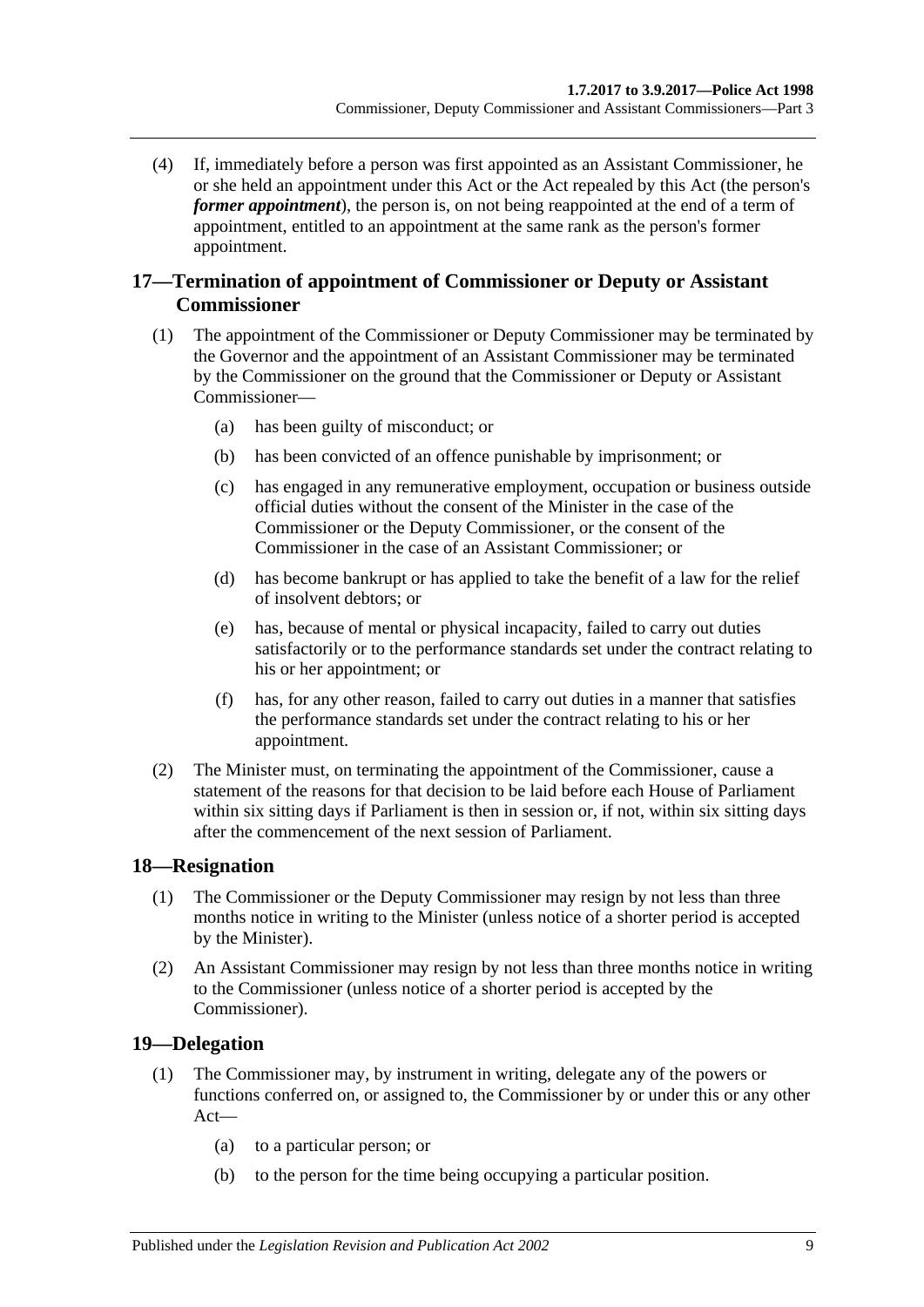(4) If, immediately before a person was first appointed as an Assistant Commissioner, he or she held an appointment under this Act or the Act repealed by this Act (the person's ***former appointment***), the person is, on not being reappointed at the end of a term of appointment, entitled to an appointment at the same rank as the person's former appointment.

## 17—Termination of appointment of Commissioner or Deputy or Assistant Commissioner

(1) The appointment of the Commissioner or Deputy Commissioner may be terminated by the Governor and the appointment of an Assistant Commissioner may be terminated by the Commissioner on the ground that the Commissioner or Deputy or Assistant Commissioner—

(a) has been guilty of misconduct; or

(b) has been convicted of an offence punishable by imprisonment; or

(c) has engaged in any remunerative employment, occupation or business outside official duties without the consent of the Minister in the case of the Commissioner or the Deputy Commissioner, or the consent of the Commissioner in the case of an Assistant Commissioner; or

(d) has become bankrupt or has applied to take the benefit of a law for the relief of insolvent debtors; or

(e) has, because of mental or physical incapacity, failed to carry out duties satisfactorily or to the performance standards set under the contract relating to his or her appointment; or

(f) has, for any other reason, failed to carry out duties in a manner that satisfies the performance standards set under the contract relating to his or her appointment.

(2) The Minister must, on terminating the appointment of the Commissioner, cause a statement of the reasons for that decision to be laid before each House of Parliament within six sitting days if Parliament is then in session or, if not, within six sitting days after the commencement of the next session of Parliament.

## 18—Resignation

(1) The Commissioner or the Deputy Commissioner may resign by not less than three months notice in writing to the Minister (unless notice of a shorter period is accepted by the Minister).

(2) An Assistant Commissioner may resign by not less than three months notice in writing to the Commissioner (unless notice of a shorter period is accepted by the Commissioner).

## 19—Delegation

(1) The Commissioner may, by instrument in writing, delegate any of the powers or functions conferred on, or assigned to, the Commissioner by or under this or any other Act—

(a) to a particular person; or

(b) to the person for the time being occupying a particular position.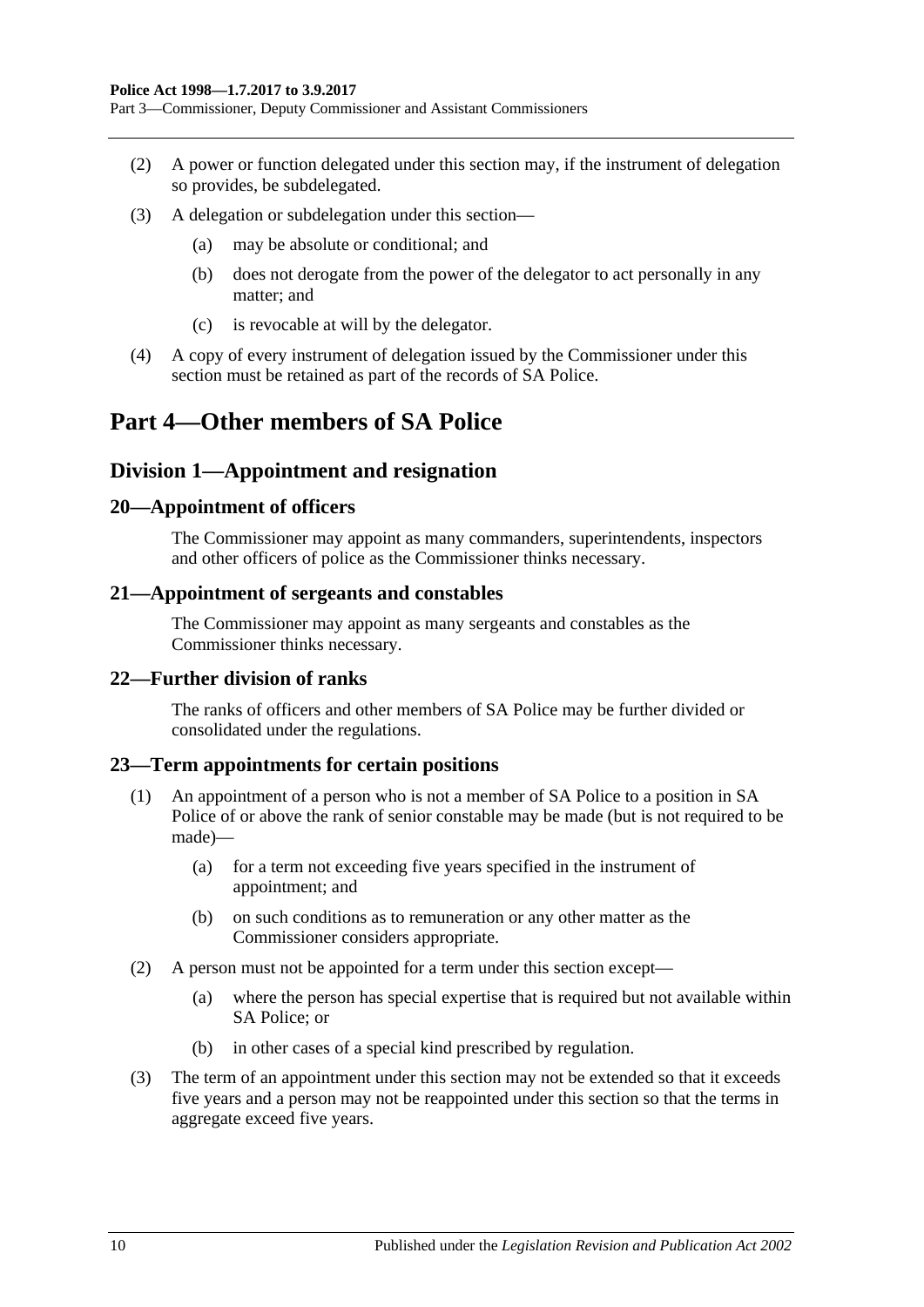(2) A power or function delegated under this section may, if the instrument of delegation so provides, be subdelegated.

(3) A delegation or subdelegation under this section—

(a) may be absolute or conditional; and

(b) does not derogate from the power of the delegator to act personally in any matter; and

(c) is revocable at will by the delegator.

(4) A copy of every instrument of delegation issued by the Commissioner under this section must be retained as part of the records of SA Police.

# Part 4—Other members of SA Police

## Division 1—Appointment and resignation

### 20—Appointment of officers

The Commissioner may appoint as many commanders, superintendents, inspectors and other officers of police as the Commissioner thinks necessary.

### 21—Appointment of sergeants and constables

The Commissioner may appoint as many sergeants and constables as the Commissioner thinks necessary.

### 22—Further division of ranks

The ranks of officers and other members of SA Police may be further divided or consolidated under the regulations.

### 23—Term appointments for certain positions

(1) An appointment of a person who is not a member of SA Police to a position in SA Police of or above the rank of senior constable may be made (but is not required to be made)—

(a) for a term not exceeding five years specified in the instrument of appointment; and

(b) on such conditions as to remuneration or any other matter as the Commissioner considers appropriate.

(2) A person must not be appointed for a term under this section except—

(a) where the person has special expertise that is required but not available within SA Police; or

(b) in other cases of a special kind prescribed by regulation.

(3) The term of an appointment under this section may not be extended so that it exceeds five years and a person may not be reappointed under this section so that the terms in aggregate exceed five years.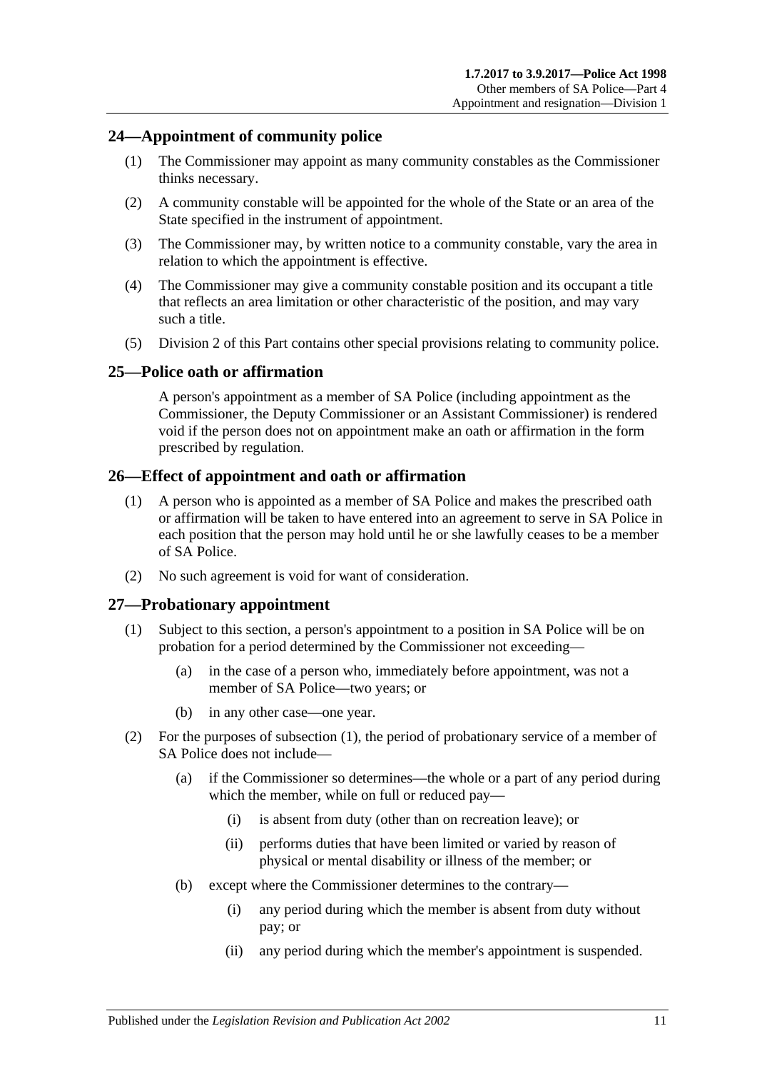## 24—Appointment of community police

(1) The Commissioner may appoint as many community constables as the Commissioner thinks necessary.

(2) A community constable will be appointed for the whole of the State or an area of the State specified in the instrument of appointment.

(3) The Commissioner may, by written notice to a community constable, vary the area in relation to which the appointment is effective.

(4) The Commissioner may give a community constable position and its occupant a title that reflects an area limitation or other characteristic of the position, and may vary such a title.

(5) Division 2 of this Part contains other special provisions relating to community police.

## 25—Police oath or affirmation

A person's appointment as a member of SA Police (including appointment as the Commissioner, the Deputy Commissioner or an Assistant Commissioner) is rendered void if the person does not on appointment make an oath or affirmation in the form prescribed by regulation.

## 26—Effect of appointment and oath or affirmation

(1) A person who is appointed as a member of SA Police and makes the prescribed oath or affirmation will be taken to have entered into an agreement to serve in SA Police in each position that the person may hold until he or she lawfully ceases to be a member of SA Police.

(2) No such agreement is void for want of consideration.

## 27—Probationary appointment

(1) Subject to this section, a person's appointment to a position in SA Police will be on probation for a period determined by the Commissioner not exceeding—

  (a) in the case of a person who, immediately before appointment, was not a member of SA Police—two years; or

  (b) in any other case—one year.

(2) For the purposes of subsection (1), the period of probationary service of a member of SA Police does not include—

  (a) if the Commissioner so determines—the whole or a part of any period during which the member, while on full or reduced pay—

    (i) is absent from duty (other than on recreation leave); or

    (ii) performs duties that have been limited or varied by reason of physical or mental disability or illness of the member; or

  (b) except where the Commissioner determines to the contrary—

    (i) any period during which the member is absent from duty without pay; or

    (ii) any period during which the member's appointment is suspended.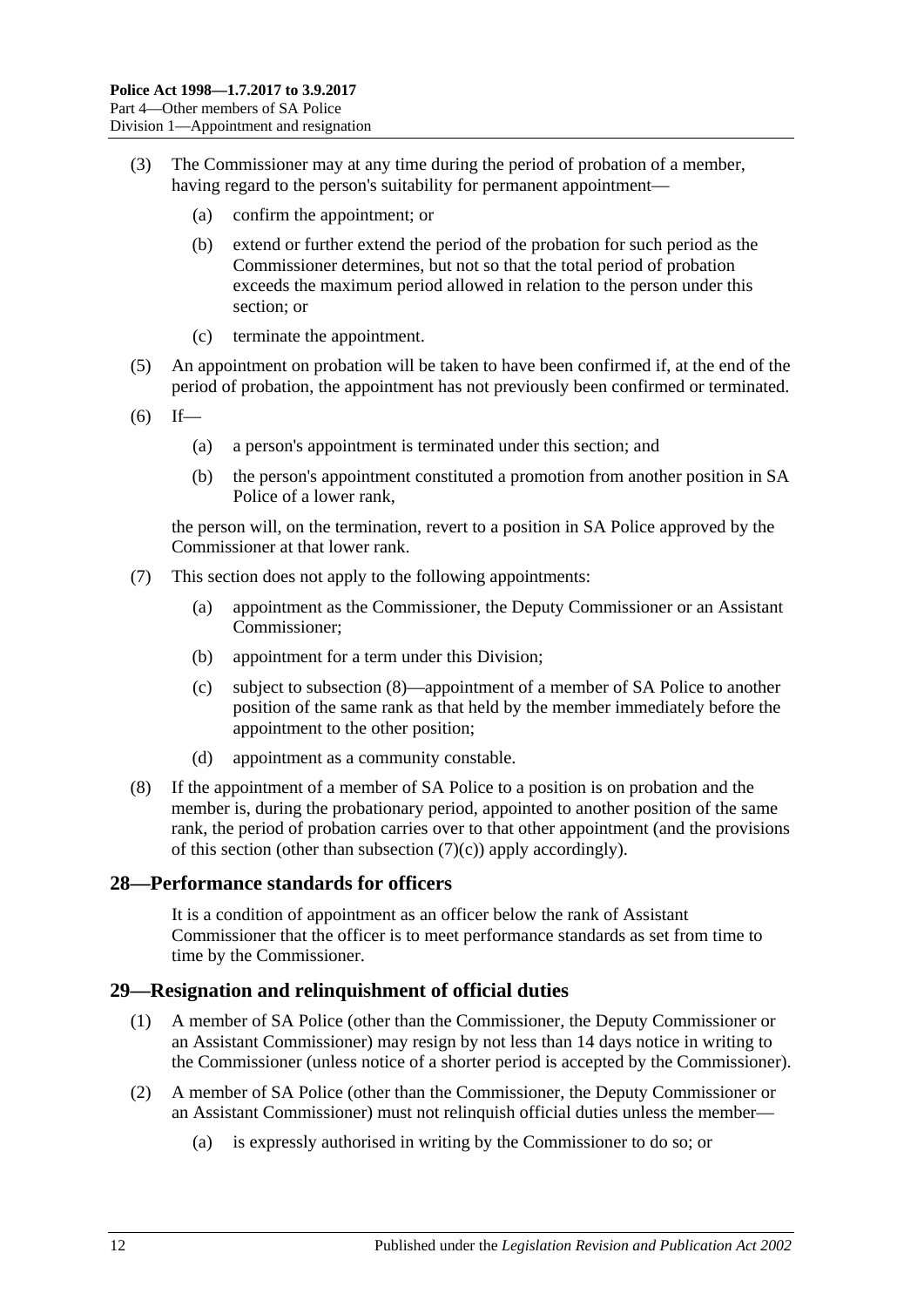(3) The Commissioner may at any time during the period of probation of a member, having regard to the person's suitability for permanent appointment—

  (a) confirm the appointment; or

  (b) extend or further extend the period of the probation for such period as the Commissioner determines, but not so that the total period of probation exceeds the maximum period allowed in relation to the person under this section; or

  (c) terminate the appointment.

(5) An appointment on probation will be taken to have been confirmed if, at the end of the period of probation, the appointment has not previously been confirmed or terminated.

(6) If—

  (a) a person's appointment is terminated under this section; and

  (b) the person's appointment constituted a promotion from another position in SA Police of a lower rank,

the person will, on the termination, revert to a position in SA Police approved by the Commissioner at that lower rank.

(7) This section does not apply to the following appointments:

  (a) appointment as the Commissioner, the Deputy Commissioner or an Assistant Commissioner;

  (b) appointment for a term under this Division;

  (c) subject to subsection (8)—appointment of a member of SA Police to another position of the same rank as that held by the member immediately before the appointment to the other position;

  (d) appointment as a community constable.

(8) If the appointment of a member of SA Police to a position is on probation and the member is, during the probationary period, appointed to another position of the same rank, the period of probation carries over to that other appointment (and the provisions of this section (other than subsection (7)(c)) apply accordingly).

## 28—Performance standards for officers

It is a condition of appointment as an officer below the rank of Assistant Commissioner that the officer is to meet performance standards as set from time to time by the Commissioner.

## 29—Resignation and relinquishment of official duties

(1) A member of SA Police (other than the Commissioner, the Deputy Commissioner or an Assistant Commissioner) may resign by not less than 14 days notice in writing to the Commissioner (unless notice of a shorter period is accepted by the Commissioner).

(2) A member of SA Police (other than the Commissioner, the Deputy Commissioner or an Assistant Commissioner) must not relinquish official duties unless the member—

  (a) is expressly authorised in writing by the Commissioner to do so; or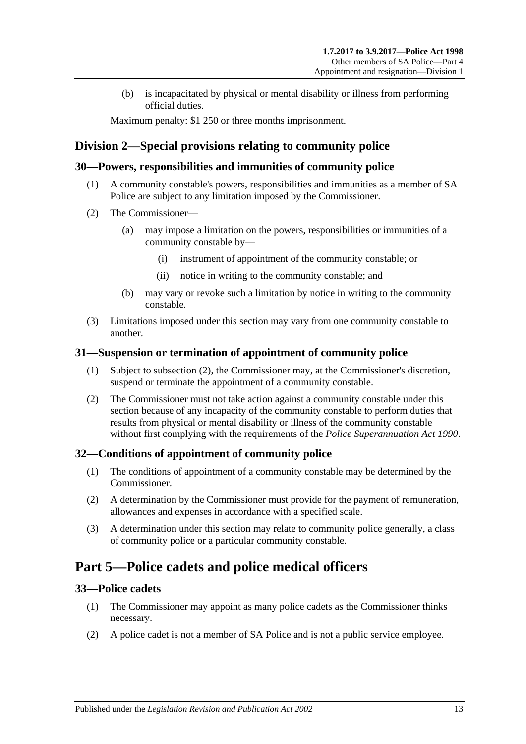(b) is incapacitated by physical or mental disability or illness from performing official duties.

Maximum penalty: $1 250 or three months imprisonment.

## Division 2—Special provisions relating to community police

### 30—Powers, responsibilities and immunities of community police

(1) A community constable's powers, responsibilities and immunities as a member of SA Police are subject to any limitation imposed by the Commissioner.

(2) The Commissioner—

(a) may impose a limitation on the powers, responsibilities or immunities of a community constable by—

(i) instrument of appointment of the community constable; or

(ii) notice in writing to the community constable; and

(b) may vary or revoke such a limitation by notice in writing to the community constable.

(3) Limitations imposed under this section may vary from one community constable to another.

### 31—Suspension or termination of appointment of community police

(1) Subject to subsection (2), the Commissioner may, at the Commissioner's discretion, suspend or terminate the appointment of a community constable.

(2) The Commissioner must not take action against a community constable under this section because of any incapacity of the community constable to perform duties that results from physical or mental disability or illness of the community constable without first complying with the requirements of the *Police Superannuation Act 1990*.

### 32—Conditions of appointment of community police

(1) The conditions of appointment of a community constable may be determined by the Commissioner.

(2) A determination by the Commissioner must provide for the payment of remuneration, allowances and expenses in accordance with a specified scale.

(3) A determination under this section may relate to community police generally, a class of community police or a particular community constable.

# Part 5—Police cadets and police medical officers

### 33—Police cadets

(1) The Commissioner may appoint as many police cadets as the Commissioner thinks necessary.

(2) A police cadet is not a member of SA Police and is not a public service employee.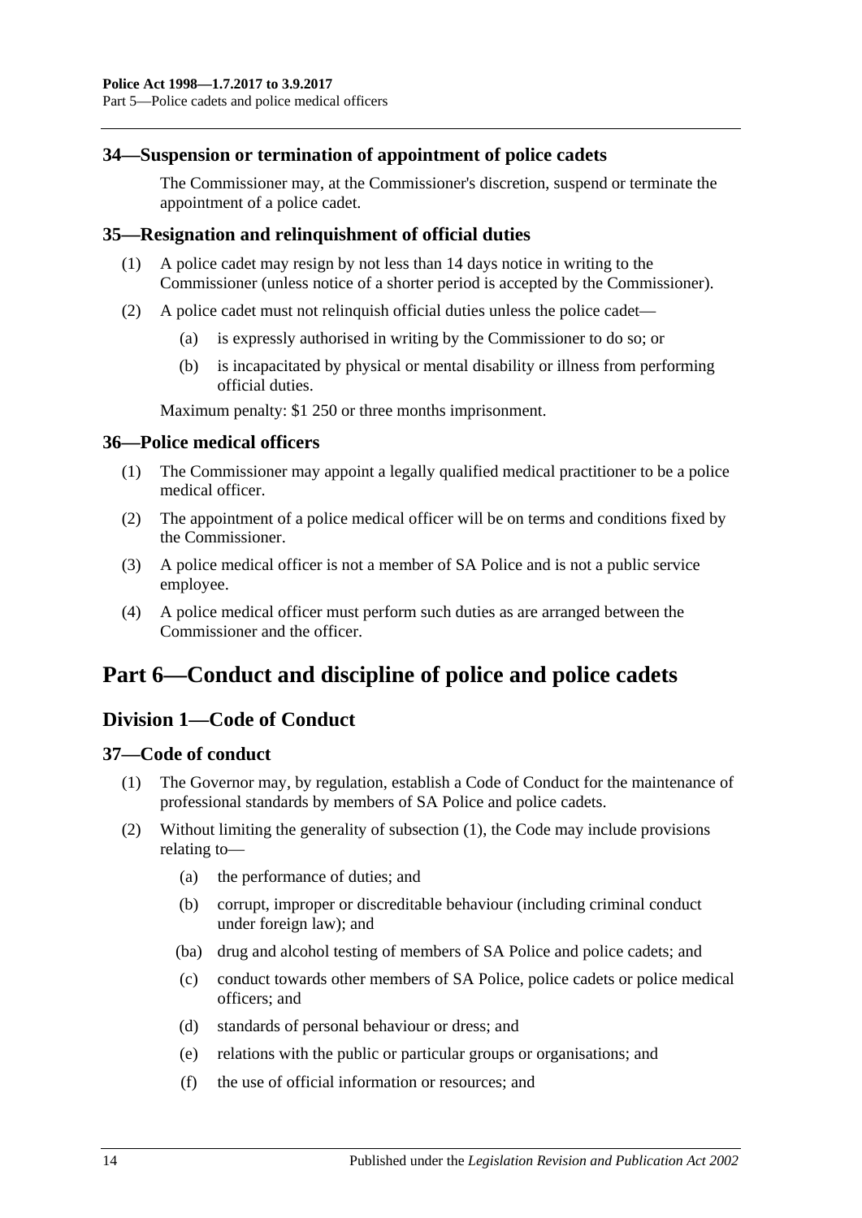### 34—Suspension or termination of appointment of police cadets

The Commissioner may, at the Commissioner's discretion, suspend or terminate the appointment of a police cadet.

### 35—Resignation and relinquishment of official duties

(1) A police cadet may resign by not less than 14 days notice in writing to the Commissioner (unless notice of a shorter period is accepted by the Commissioner).

(2) A police cadet must not relinquish official duties unless the police cadet—

   (a) is expressly authorised in writing by the Commissioner to do so; or

   (b) is incapacitated by physical or mental disability or illness from performing official duties.

Maximum penalty: $1 250 or three months imprisonment.

### 36—Police medical officers

(1) The Commissioner may appoint a legally qualified medical practitioner to be a police medical officer.

(2) The appointment of a police medical officer will be on terms and conditions fixed by the Commissioner.

(3) A police medical officer is not a member of SA Police and is not a public service employee.

(4) A police medical officer must perform such duties as are arranged between the Commissioner and the officer.

# Part 6—Conduct and discipline of police and police cadets

## Division 1—Code of Conduct

### 37—Code of conduct

(1) The Governor may, by regulation, establish a Code of Conduct for the maintenance of professional standards by members of SA Police and police cadets.

(2) Without limiting the generality of subsection (1), the Code may include provisions relating to—

   (a) the performance of duties; and

   (b) corrupt, improper or discreditable behaviour (including criminal conduct under foreign law); and

   (ba) drug and alcohol testing of members of SA Police and police cadets; and

   (c) conduct towards other members of SA Police, police cadets or police medical officers; and

   (d) standards of personal behaviour or dress; and

   (e) relations with the public or particular groups or organisations; and

   (f) the use of official information or resources; and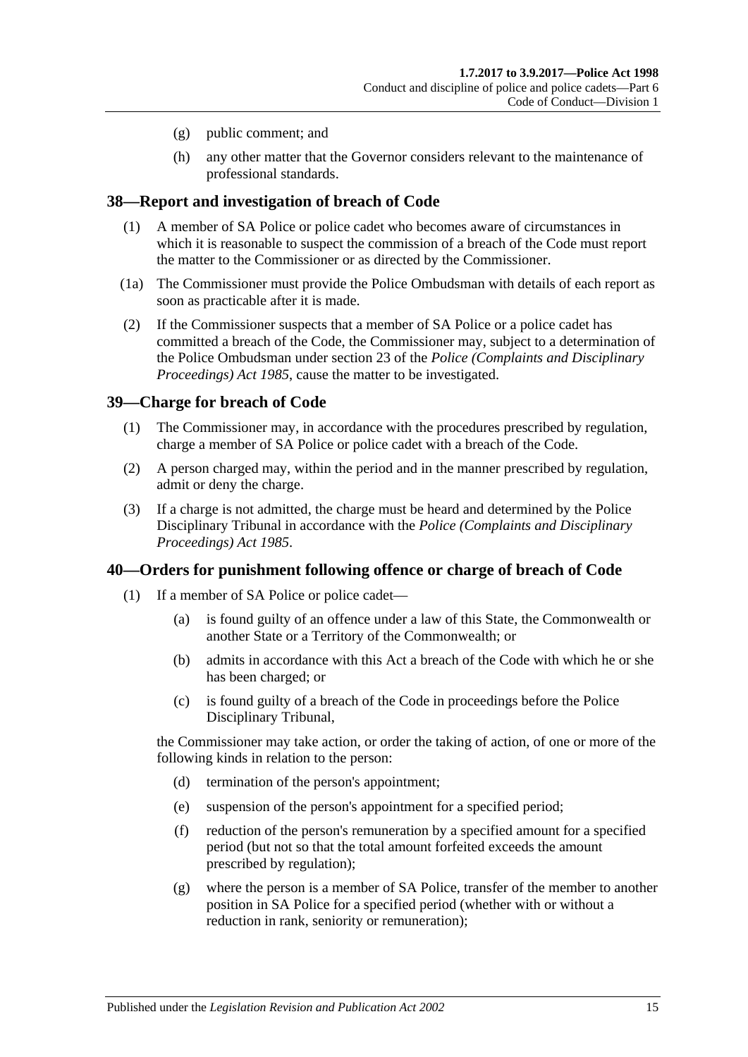- (g) public comment; and
- (h) any other matter that the Governor considers relevant to the maintenance of professional standards.

## 38—Report and investigation of breach of Code

(1) A member of SA Police or police cadet who becomes aware of circumstances in which it is reasonable to suspect the commission of a breach of the Code must report the matter to the Commissioner or as directed by the Commissioner.

(1a) The Commissioner must provide the Police Ombudsman with details of each report as soon as practicable after it is made.

(2) If the Commissioner suspects that a member of SA Police or a police cadet has committed a breach of the Code, the Commissioner may, subject to a determination of the Police Ombudsman under section 23 of the *Police (Complaints and Disciplinary Proceedings) Act 1985*, cause the matter to be investigated.

## 39—Charge for breach of Code

(1) The Commissioner may, in accordance with the procedures prescribed by regulation, charge a member of SA Police or police cadet with a breach of the Code.

(2) A person charged may, within the period and in the manner prescribed by regulation, admit or deny the charge.

(3) If a charge is not admitted, the charge must be heard and determined by the Police Disciplinary Tribunal in accordance with the *Police (Complaints and Disciplinary Proceedings) Act 1985*.

## 40—Orders for punishment following offence or charge of breach of Code

(1) If a member of SA Police or police cadet—

- (a) is found guilty of an offence under a law of this State, the Commonwealth or another State or a Territory of the Commonwealth; or
- (b) admits in accordance with this Act a breach of the Code with which he or she has been charged; or
- (c) is found guilty of a breach of the Code in proceedings before the Police Disciplinary Tribunal,

the Commissioner may take action, or order the taking of action, of one or more of the following kinds in relation to the person:

- (d) termination of the person's appointment;
- (e) suspension of the person's appointment for a specified period;
- (f) reduction of the person's remuneration by a specified amount for a specified period (but not so that the total amount forfeited exceeds the amount prescribed by regulation);
- (g) where the person is a member of SA Police, transfer of the member to another position in SA Police for a specified period (whether with or without a reduction in rank, seniority or remuneration);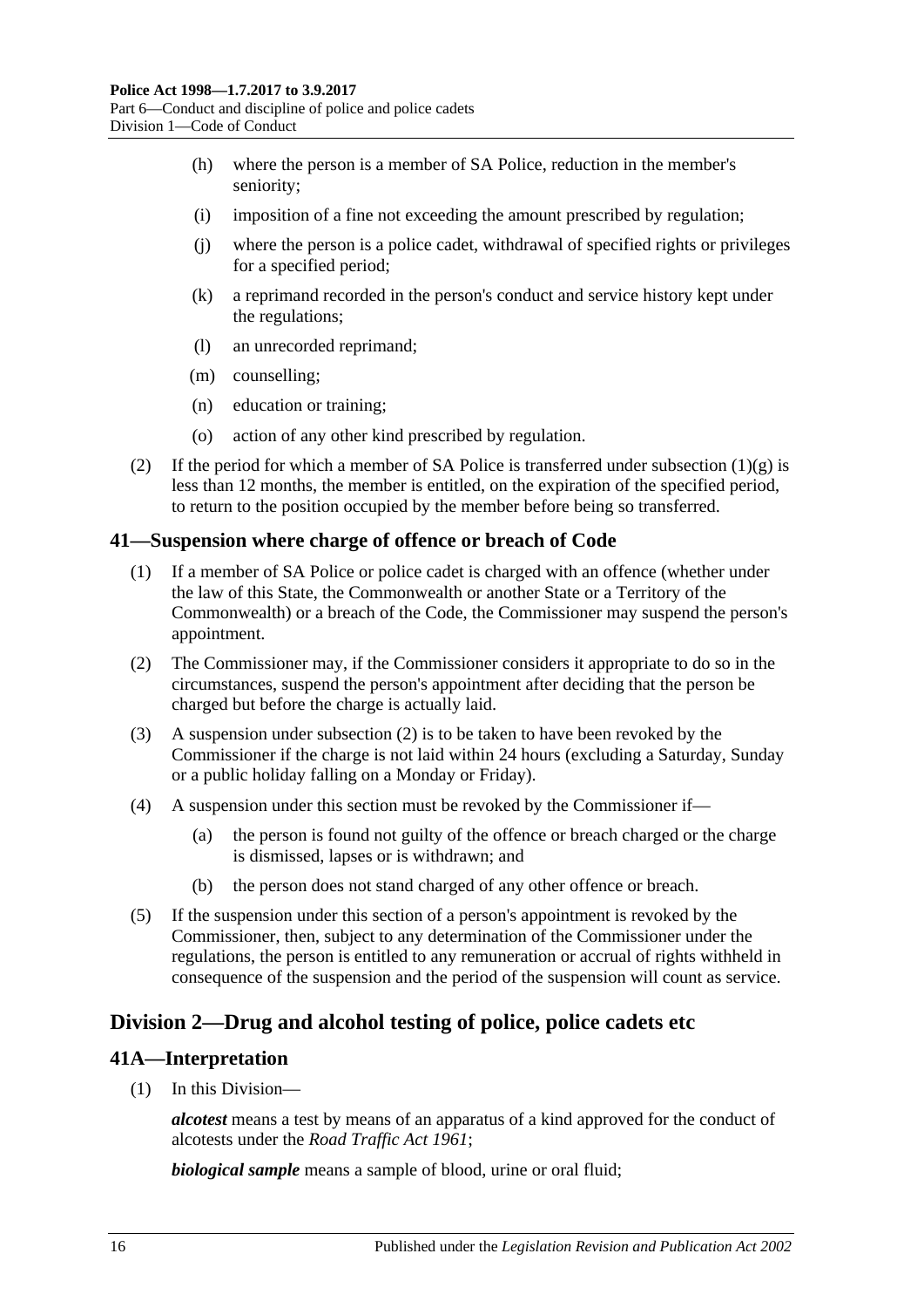(h) where the person is a member of SA Police, reduction in the member's seniority;

(i) imposition of a fine not exceeding the amount prescribed by regulation;

(j) where the person is a police cadet, withdrawal of specified rights or privileges for a specified period;

(k) a reprimand recorded in the person's conduct and service history kept under the regulations;

(l) an unrecorded reprimand;

(m) counselling;

(n) education or training;

(o) action of any other kind prescribed by regulation.

(2) If the period for which a member of SA Police is transferred under subsection (1)(g) is less than 12 months, the member is entitled, on the expiration of the specified period, to return to the position occupied by the member before being so transferred.

## 41—Suspension where charge of offence or breach of Code

(1) If a member of SA Police or police cadet is charged with an offence (whether under the law of this State, the Commonwealth or another State or a Territory of the Commonwealth) or a breach of the Code, the Commissioner may suspend the person's appointment.

(2) The Commissioner may, if the Commissioner considers it appropriate to do so in the circumstances, suspend the person's appointment after deciding that the person be charged but before the charge is actually laid.

(3) A suspension under subsection (2) is to be taken to have been revoked by the Commissioner if the charge is not laid within 24 hours (excluding a Saturday, Sunday or a public holiday falling on a Monday or Friday).

(4) A suspension under this section must be revoked by the Commissioner if—

(a) the person is found not guilty of the offence or breach charged or the charge is dismissed, lapses or is withdrawn; and

(b) the person does not stand charged of any other offence or breach.

(5) If the suspension under this section of a person's appointment is revoked by the Commissioner, then, subject to any determination of the Commissioner under the regulations, the person is entitled to any remuneration or accrual of rights withheld in consequence of the suspension and the period of the suspension will count as service.

# Division 2—Drug and alcohol testing of police, police cadets etc

## 41A—Interpretation

(1) In this Division—

***alcotest*** means a test by means of an apparatus of a kind approved for the conduct of alcotests under the *Road Traffic Act 1961*;

***biological sample*** means a sample of blood, urine or oral fluid;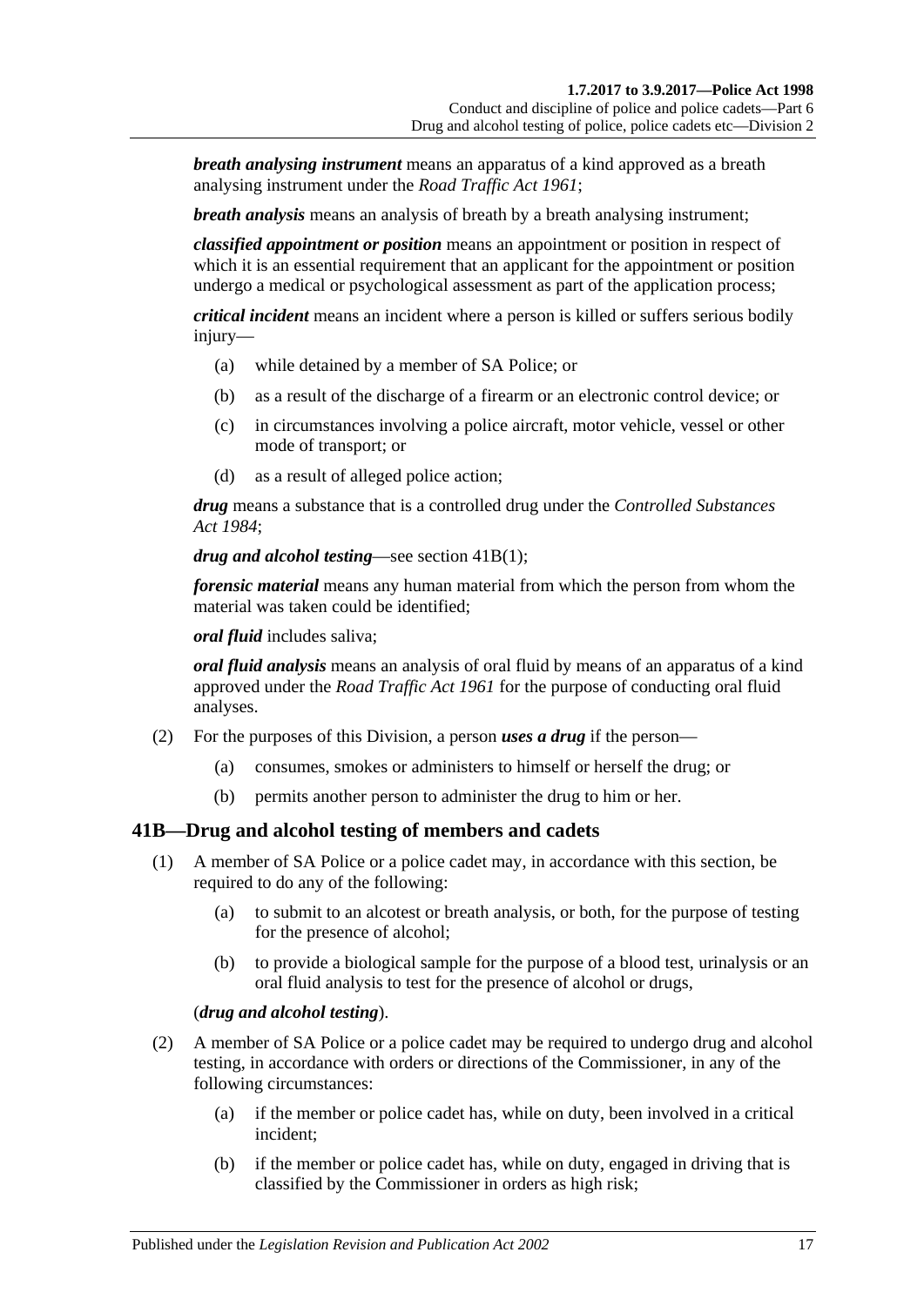***breath analysing instrument*** means an apparatus of a kind approved as a breath analysing instrument under the *Road Traffic Act 1961*;

***breath analysis*** means an analysis of breath by a breath analysing instrument;

***classified appointment or position*** means an appointment or position in respect of which it is an essential requirement that an applicant for the appointment or position undergo a medical or psychological assessment as part of the application process;

***critical incident*** means an incident where a person is killed or suffers serious bodily injury—

- (a) while detained by a member of SA Police; or
- (b) as a result of the discharge of a firearm or an electronic control device; or
- (c) in circumstances involving a police aircraft, motor vehicle, vessel or other mode of transport; or
- (d) as a result of alleged police action;

***drug*** means a substance that is a controlled drug under the *Controlled Substances Act 1984*;

***drug and alcohol testing***—see section 41B(1);

***forensic material*** means any human material from which the person from whom the material was taken could be identified;

***oral fluid*** includes saliva;

***oral fluid analysis*** means an analysis of oral fluid by means of an apparatus of a kind approved under the *Road Traffic Act 1961* for the purpose of conducting oral fluid analyses.

(2) For the purposes of this Division, a person ***uses a drug*** if the person—

- (a) consumes, smokes or administers to himself or herself the drug; or
- (b) permits another person to administer the drug to him or her.

## 41B—Drug and alcohol testing of members and cadets

(1) A member of SA Police or a police cadet may, in accordance with this section, be required to do any of the following:

- (a) to submit to an alcotest or breath analysis, or both, for the purpose of testing for the presence of alcohol;
- (b) to provide a biological sample for the purpose of a blood test, urinalysis or an oral fluid analysis to test for the presence of alcohol or drugs,

(***drug and alcohol testing***).

(2) A member of SA Police or a police cadet may be required to undergo drug and alcohol testing, in accordance with orders or directions of the Commissioner, in any of the following circumstances:

- (a) if the member or police cadet has, while on duty, been involved in a critical incident;
- (b) if the member or police cadet has, while on duty, engaged in driving that is classified by the Commissioner in orders as high risk;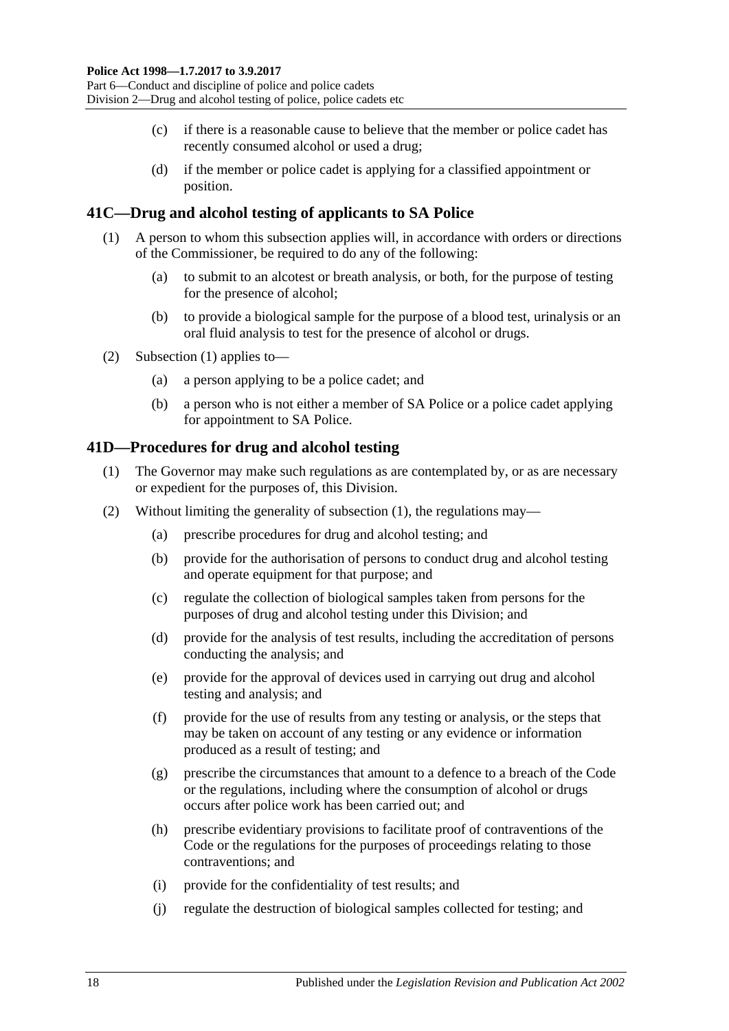(c) if there is a reasonable cause to believe that the member or police cadet has recently consumed alcohol or used a drug;

(d) if the member or police cadet is applying for a classified appointment or position.

## 41C—Drug and alcohol testing of applicants to SA Police

(1) A person to whom this subsection applies will, in accordance with orders or directions of the Commissioner, be required to do any of the following:

(a) to submit to an alcotest or breath analysis, or both, for the purpose of testing for the presence of alcohol;

(b) to provide a biological sample for the purpose of a blood test, urinalysis or an oral fluid analysis to test for the presence of alcohol or drugs.

(2) Subsection (1) applies to—

(a) a person applying to be a police cadet; and

(b) a person who is not either a member of SA Police or a police cadet applying for appointment to SA Police.

## 41D—Procedures for drug and alcohol testing

(1) The Governor may make such regulations as are contemplated by, or as are necessary or expedient for the purposes of, this Division.

(2) Without limiting the generality of subsection (1), the regulations may—

(a) prescribe procedures for drug and alcohol testing; and

(b) provide for the authorisation of persons to conduct drug and alcohol testing and operate equipment for that purpose; and

(c) regulate the collection of biological samples taken from persons for the purposes of drug and alcohol testing under this Division; and

(d) provide for the analysis of test results, including the accreditation of persons conducting the analysis; and

(e) provide for the approval of devices used in carrying out drug and alcohol testing and analysis; and

(f) provide for the use of results from any testing or analysis, or the steps that may be taken on account of any testing or any evidence or information produced as a result of testing; and

(g) prescribe the circumstances that amount to a defence to a breach of the Code or the regulations, including where the consumption of alcohol or drugs occurs after police work has been carried out; and

(h) prescribe evidentiary provisions to facilitate proof of contraventions of the Code or the regulations for the purposes of proceedings relating to those contraventions; and

(i) provide for the confidentiality of test results; and

(j) regulate the destruction of biological samples collected for testing; and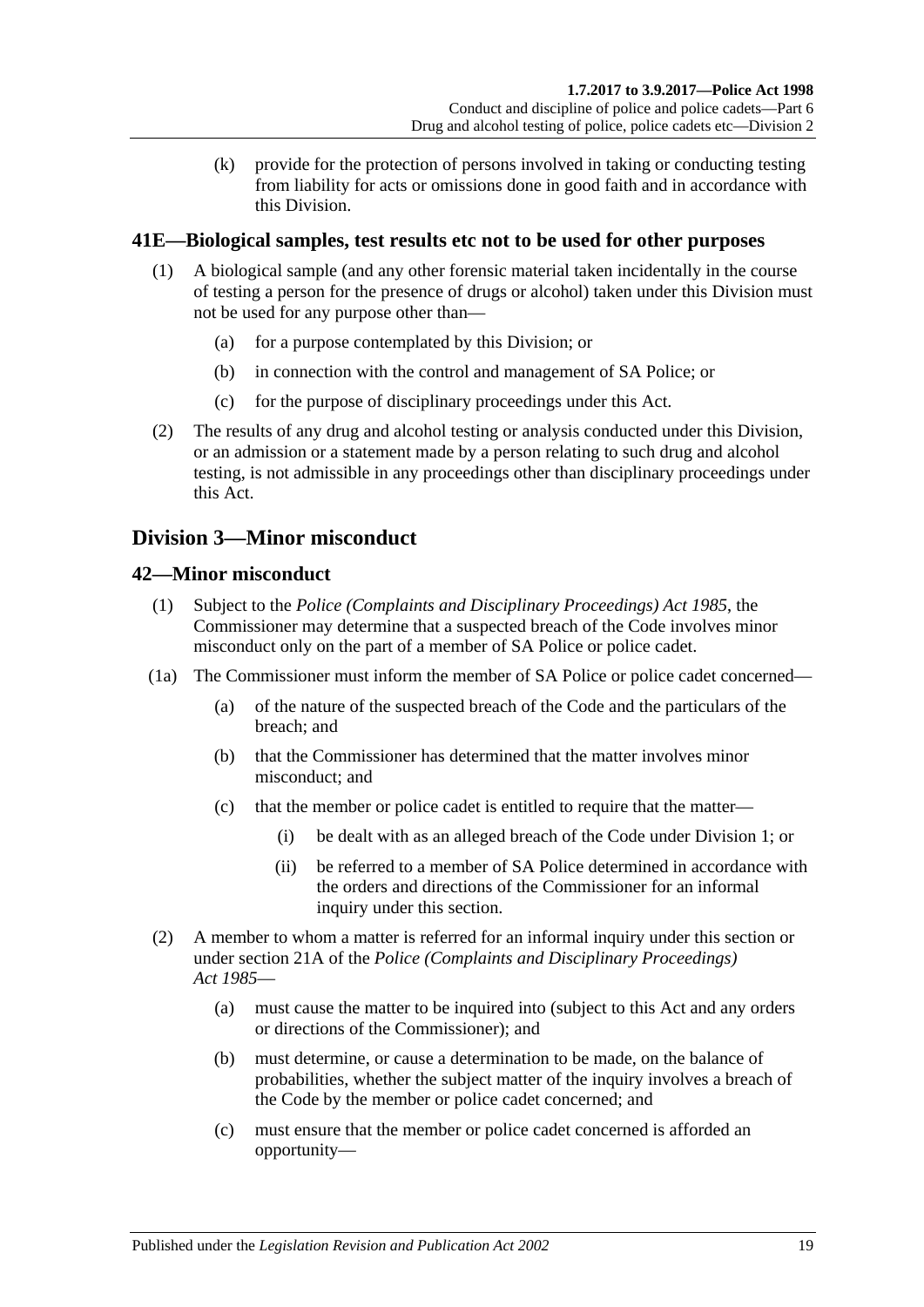(k) provide for the protection of persons involved in taking or conducting testing from liability for acts or omissions done in good faith and in accordance with this Division.

### 41E—Biological samples, test results etc not to be used for other purposes

(1) A biological sample (and any other forensic material taken incidentally in the course of testing a person for the presence of drugs or alcohol) taken under this Division must not be used for any purpose other than—

(a) for a purpose contemplated by this Division; or

(b) in connection with the control and management of SA Police; or

(c) for the purpose of disciplinary proceedings under this Act.

(2) The results of any drug and alcohol testing or analysis conducted under this Division, or an admission or a statement made by a person relating to such drug and alcohol testing, is not admissible in any proceedings other than disciplinary proceedings under this Act.

## Division 3—Minor misconduct

### 42—Minor misconduct

(1) Subject to the *Police (Complaints and Disciplinary Proceedings) Act 1985*, the Commissioner may determine that a suspected breach of the Code involves minor misconduct only on the part of a member of SA Police or police cadet.

(1a) The Commissioner must inform the member of SA Police or police cadet concerned—

(a) of the nature of the suspected breach of the Code and the particulars of the breach; and

(b) that the Commissioner has determined that the matter involves minor misconduct; and

(c) that the member or police cadet is entitled to require that the matter—

(i) be dealt with as an alleged breach of the Code under Division 1; or

(ii) be referred to a member of SA Police determined in accordance with the orders and directions of the Commissioner for an informal inquiry under this section.

(2) A member to whom a matter is referred for an informal inquiry under this section or under section 21A of the *Police (Complaints and Disciplinary Proceedings) Act 1985*—

(a) must cause the matter to be inquired into (subject to this Act and any orders or directions of the Commissioner); and

(b) must determine, or cause a determination to be made, on the balance of probabilities, whether the subject matter of the inquiry involves a breach of the Code by the member or police cadet concerned; and

(c) must ensure that the member or police cadet concerned is afforded an opportunity—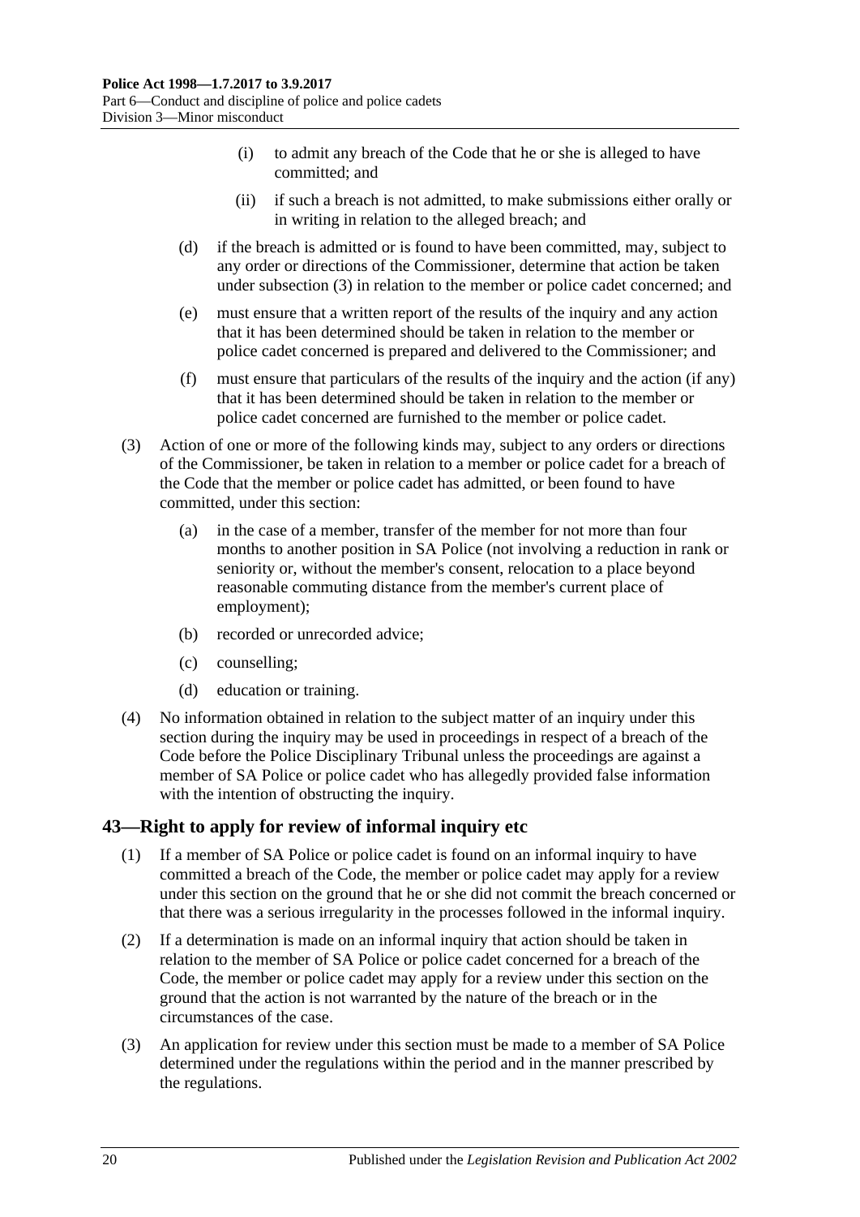(i) to admit any breach of the Code that he or she is alleged to have committed; and

(ii) if such a breach is not admitted, to make submissions either orally or in writing in relation to the alleged breach; and

(d) if the breach is admitted or is found to have been committed, may, subject to any order or directions of the Commissioner, determine that action be taken under subsection (3) in relation to the member or police cadet concerned; and

(e) must ensure that a written report of the results of the inquiry and any action that it has been determined should be taken in relation to the member or police cadet concerned is prepared and delivered to the Commissioner; and

(f) must ensure that particulars of the results of the inquiry and the action (if any) that it has been determined should be taken in relation to the member or police cadet concerned are furnished to the member or police cadet.

(3) Action of one or more of the following kinds may, subject to any orders or directions of the Commissioner, be taken in relation to a member or police cadet for a breach of the Code that the member or police cadet has admitted, or been found to have committed, under this section:

(a) in the case of a member, transfer of the member for not more than four months to another position in SA Police (not involving a reduction in rank or seniority or, without the member's consent, relocation to a place beyond reasonable commuting distance from the member's current place of employment);

(b) recorded or unrecorded advice;

(c) counselling;

(d) education or training.

(4) No information obtained in relation to the subject matter of an inquiry under this section during the inquiry may be used in proceedings in respect of a breach of the Code before the Police Disciplinary Tribunal unless the proceedings are against a member of SA Police or police cadet who has allegedly provided false information with the intention of obstructing the inquiry.

## 43—Right to apply for review of informal inquiry etc

(1) If a member of SA Police or police cadet is found on an informal inquiry to have committed a breach of the Code, the member or police cadet may apply for a review under this section on the ground that he or she did not commit the breach concerned or that there was a serious irregularity in the processes followed in the informal inquiry.

(2) If a determination is made on an informal inquiry that action should be taken in relation to the member of SA Police or police cadet concerned for a breach of the Code, the member or police cadet may apply for a review under this section on the ground that the action is not warranted by the nature of the breach or in the circumstances of the case.

(3) An application for review under this section must be made to a member of SA Police determined under the regulations within the period and in the manner prescribed by the regulations.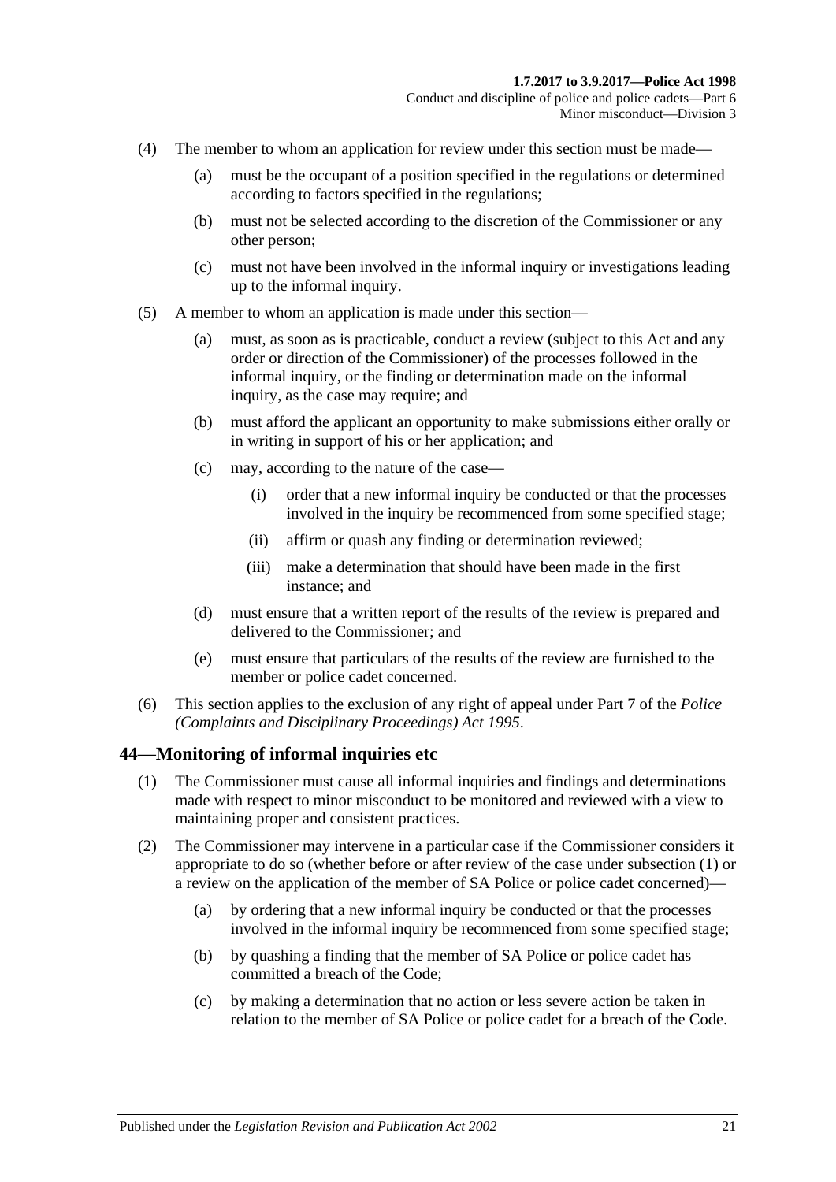(4) The member to whom an application for review under this section must be made—

(a) must be the occupant of a position specified in the regulations or determined according to factors specified in the regulations;

(b) must not be selected according to the discretion of the Commissioner or any other person;

(c) must not have been involved in the informal inquiry or investigations leading up to the informal inquiry.

(5) A member to whom an application is made under this section—

(a) must, as soon as is practicable, conduct a review (subject to this Act and any order or direction of the Commissioner) of the processes followed in the informal inquiry, or the finding or determination made on the informal inquiry, as the case may require; and

(b) must afford the applicant an opportunity to make submissions either orally or in writing in support of his or her application; and

(c) may, according to the nature of the case—

(i) order that a new informal inquiry be conducted or that the processes involved in the inquiry be recommenced from some specified stage;

(ii) affirm or quash any finding or determination reviewed;

(iii) make a determination that should have been made in the first instance; and

(d) must ensure that a written report of the results of the review is prepared and delivered to the Commissioner; and

(e) must ensure that particulars of the results of the review are furnished to the member or police cadet concerned.

(6) This section applies to the exclusion of any right of appeal under Part 7 of the *Police (Complaints and Disciplinary Proceedings) Act 1995*.

## 44—Monitoring of informal inquiries etc

(1) The Commissioner must cause all informal inquiries and findings and determinations made with respect to minor misconduct to be monitored and reviewed with a view to maintaining proper and consistent practices.

(2) The Commissioner may intervene in a particular case if the Commissioner considers it appropriate to do so (whether before or after review of the case under subsection (1) or a review on the application of the member of SA Police or police cadet concerned)—

(a) by ordering that a new informal inquiry be conducted or that the processes involved in the informal inquiry be recommenced from some specified stage;

(b) by quashing a finding that the member of SA Police or police cadet has committed a breach of the Code;

(c) by making a determination that no action or less severe action be taken in relation to the member of SA Police or police cadet for a breach of the Code.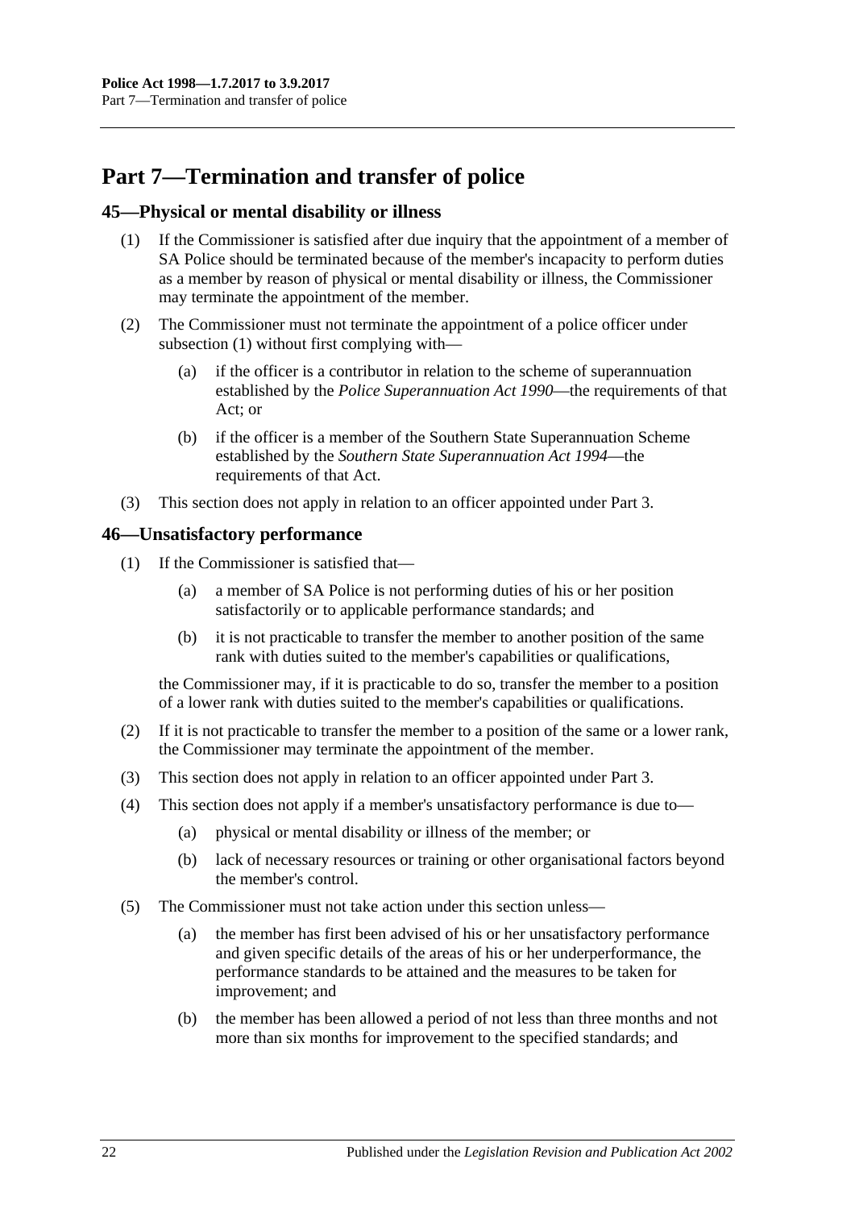# Part 7—Termination and transfer of police

## 45—Physical or mental disability or illness

(1) If the Commissioner is satisfied after due inquiry that the appointment of a member of SA Police should be terminated because of the member's incapacity to perform duties as a member by reason of physical or mental disability or illness, the Commissioner may terminate the appointment of the member.

(2) The Commissioner must not terminate the appointment of a police officer under subsection (1) without first complying with—

(a) if the officer is a contributor in relation to the scheme of superannuation established by the *Police Superannuation Act 1990*—the requirements of that Act; or

(b) if the officer is a member of the Southern State Superannuation Scheme established by the *Southern State Superannuation Act 1994*—the requirements of that Act.

(3) This section does not apply in relation to an officer appointed under Part 3.

## 46—Unsatisfactory performance

(1) If the Commissioner is satisfied that—

(a) a member of SA Police is not performing duties of his or her position satisfactorily or to applicable performance standards; and

(b) it is not practicable to transfer the member to another position of the same rank with duties suited to the member's capabilities or qualifications,

the Commissioner may, if it is practicable to do so, transfer the member to a position of a lower rank with duties suited to the member's capabilities or qualifications.

(2) If it is not practicable to transfer the member to a position of the same or a lower rank, the Commissioner may terminate the appointment of the member.

(3) This section does not apply in relation to an officer appointed under Part 3.

(4) This section does not apply if a member's unsatisfactory performance is due to—

(a) physical or mental disability or illness of the member; or

(b) lack of necessary resources or training or other organisational factors beyond the member's control.

(5) The Commissioner must not take action under this section unless—

(a) the member has first been advised of his or her unsatisfactory performance and given specific details of the areas of his or her underperformance, the performance standards to be attained and the measures to be taken for improvement; and

(b) the member has been allowed a period of not less than three months and not more than six months for improvement to the specified standards; and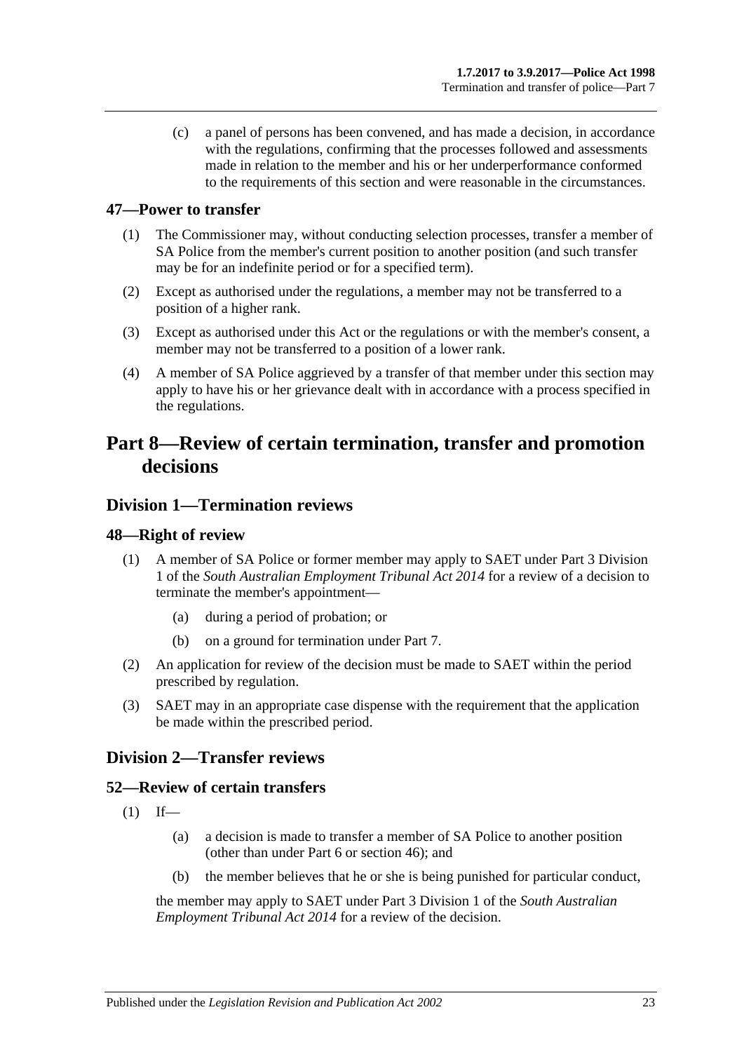(c) a panel of persons has been convened, and has made a decision, in accordance with the regulations, confirming that the processes followed and assessments made in relation to the member and his or her underperformance conformed to the requirements of this section and were reasonable in the circumstances.

### 47—Power to transfer

(1) The Commissioner may, without conducting selection processes, transfer a member of SA Police from the member's current position to another position (and such transfer may be for an indefinite period or for a specified term).

(2) Except as authorised under the regulations, a member may not be transferred to a position of a higher rank.

(3) Except as authorised under this Act or the regulations or with the member's consent, a member may not be transferred to a position of a lower rank.

(4) A member of SA Police aggrieved by a transfer of that member under this section may apply to have his or her grievance dealt with in accordance with a process specified in the regulations.

# Part 8—Review of certain termination, transfer and promotion decisions

## Division 1—Termination reviews

### 48—Right of review

(1) A member of SA Police or former member may apply to SAET under Part 3 Division 1 of the *South Australian Employment Tribunal Act 2014* for a review of a decision to terminate the member's appointment—

(a) during a period of probation; or

(b) on a ground for termination under Part 7.

(2) An application for review of the decision must be made to SAET within the period prescribed by regulation.

(3) SAET may in an appropriate case dispense with the requirement that the application be made within the prescribed period.

## Division 2—Transfer reviews

### 52—Review of certain transfers

(1) If—

(a) a decision is made to transfer a member of SA Police to another position (other than under Part 6 or section 46); and

(b) the member believes that he or she is being punished for particular conduct,

the member may apply to SAET under Part 3 Division 1 of the *South Australian Employment Tribunal Act 2014* for a review of the decision.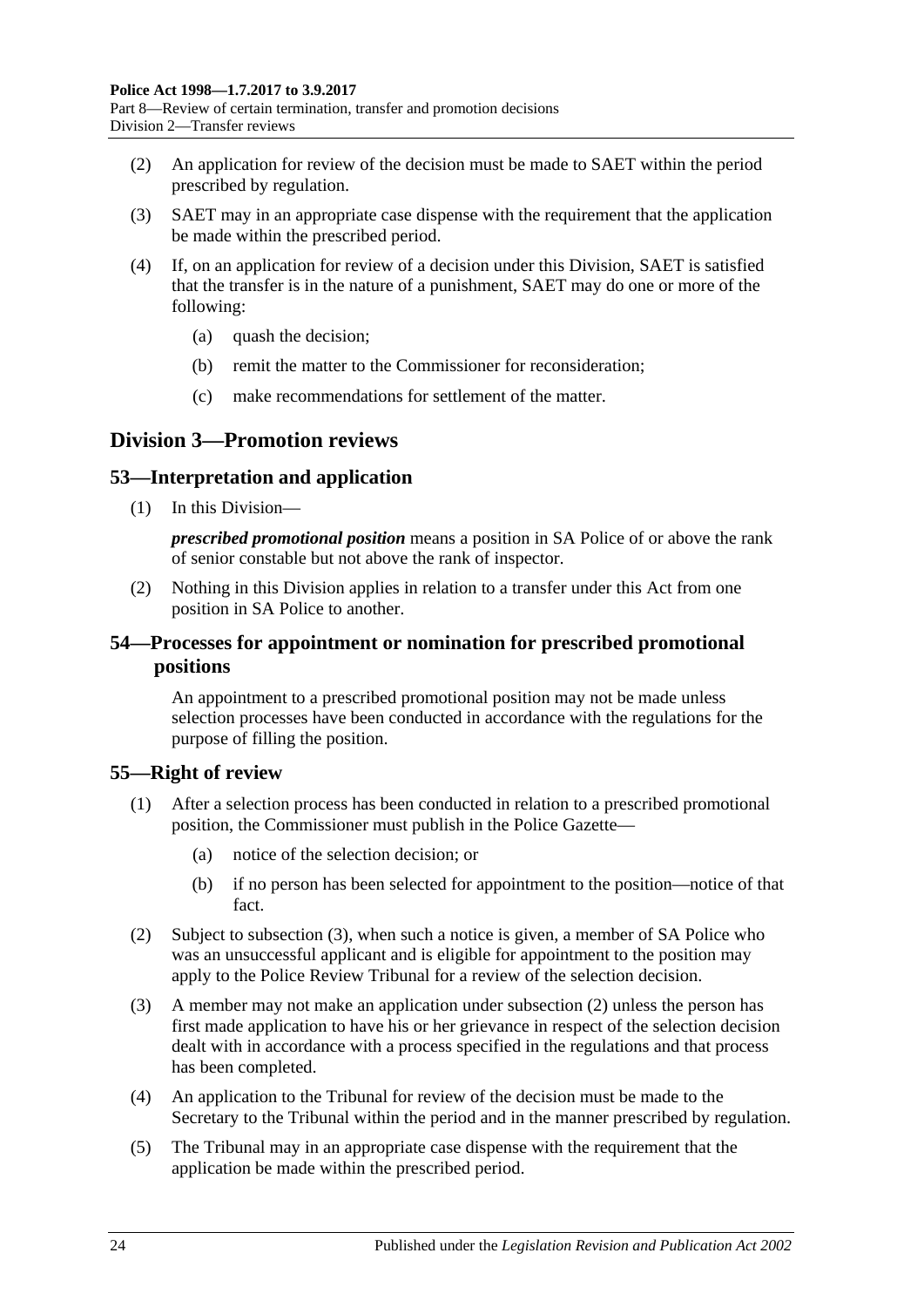(2) An application for review of the decision must be made to SAET within the period prescribed by regulation.

(3) SAET may in an appropriate case dispense with the requirement that the application be made within the prescribed period.

(4) If, on an application for review of a decision under this Division, SAET is satisfied that the transfer is in the nature of a punishment, SAET may do one or more of the following:

(a) quash the decision;

(b) remit the matter to the Commissioner for reconsideration;

(c) make recommendations for settlement of the matter.

## Division 3—Promotion reviews

### 53—Interpretation and application

(1) In this Division—

***prescribed promotional position*** means a position in SA Police of or above the rank of senior constable but not above the rank of inspector.

(2) Nothing in this Division applies in relation to a transfer under this Act from one position in SA Police to another.

### 54—Processes for appointment or nomination for prescribed promotional positions

An appointment to a prescribed promotional position may not be made unless selection processes have been conducted in accordance with the regulations for the purpose of filling the position.

### 55—Right of review

(1) After a selection process has been conducted in relation to a prescribed promotional position, the Commissioner must publish in the Police Gazette—

(a) notice of the selection decision; or

(b) if no person has been selected for appointment to the position—notice of that fact.

(2) Subject to subsection (3), when such a notice is given, a member of SA Police who was an unsuccessful applicant and is eligible for appointment to the position may apply to the Police Review Tribunal for a review of the selection decision.

(3) A member may not make an application under subsection (2) unless the person has first made application to have his or her grievance in respect of the selection decision dealt with in accordance with a process specified in the regulations and that process has been completed.

(4) An application to the Tribunal for review of the decision must be made to the Secretary to the Tribunal within the period and in the manner prescribed by regulation.

(5) The Tribunal may in an appropriate case dispense with the requirement that the application be made within the prescribed period.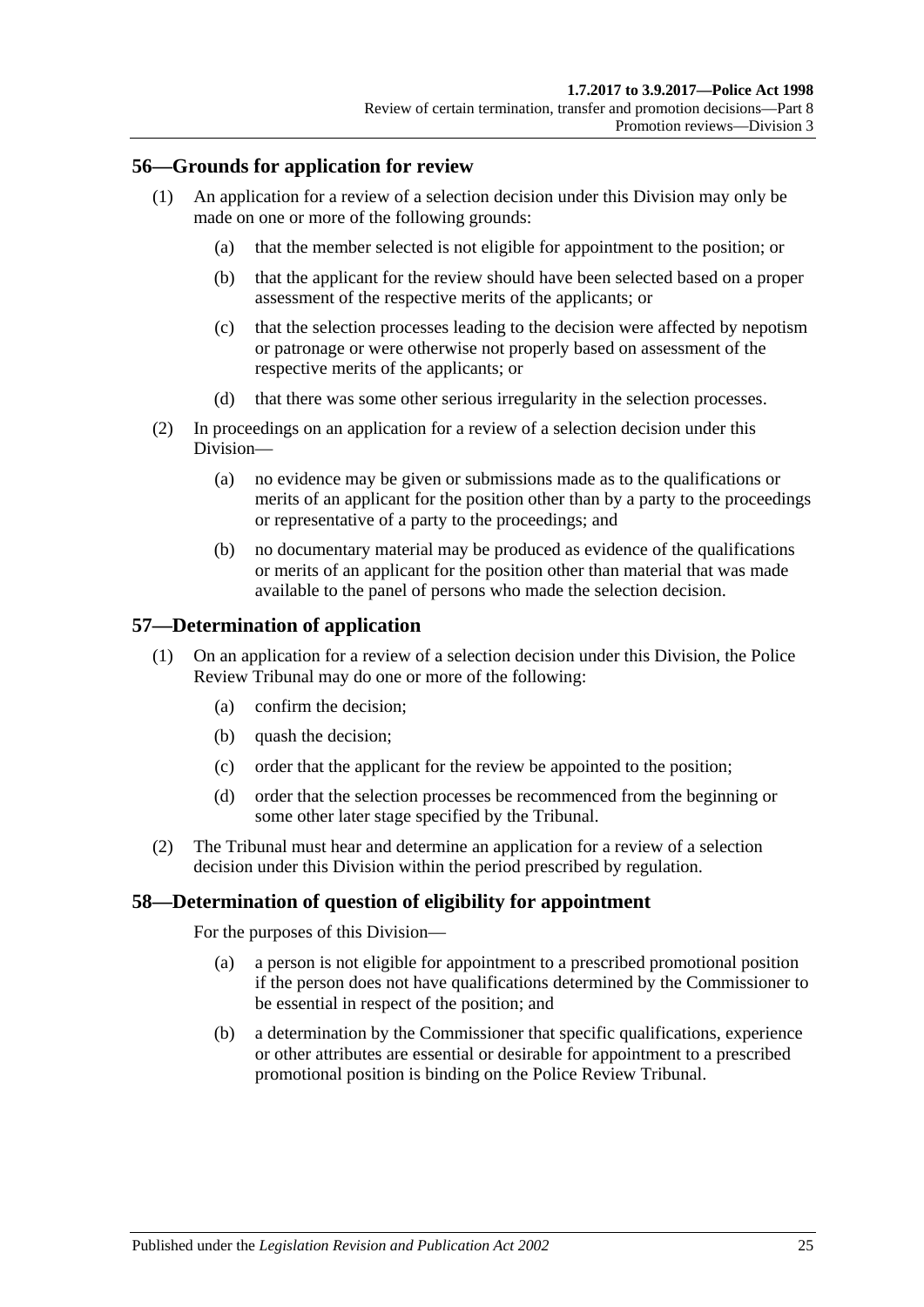## 56—Grounds for application for review

(1) An application for a review of a selection decision under this Division may only be made on one or more of the following grounds:

(a) that the member selected is not eligible for appointment to the position; or

(b) that the applicant for the review should have been selected based on a proper assessment of the respective merits of the applicants; or

(c) that the selection processes leading to the decision were affected by nepotism or patronage or were otherwise not properly based on assessment of the respective merits of the applicants; or

(d) that there was some other serious irregularity in the selection processes.

(2) In proceedings on an application for a review of a selection decision under this Division—

(a) no evidence may be given or submissions made as to the qualifications or merits of an applicant for the position other than by a party to the proceedings or representative of a party to the proceedings; and

(b) no documentary material may be produced as evidence of the qualifications or merits of an applicant for the position other than material that was made available to the panel of persons who made the selection decision.

## 57—Determination of application

(1) On an application for a review of a selection decision under this Division, the Police Review Tribunal may do one or more of the following:

(a) confirm the decision;

(b) quash the decision;

(c) order that the applicant for the review be appointed to the position;

(d) order that the selection processes be recommenced from the beginning or some other later stage specified by the Tribunal.

(2) The Tribunal must hear and determine an application for a review of a selection decision under this Division within the period prescribed by regulation.

## 58—Determination of question of eligibility for appointment

For the purposes of this Division—

(a) a person is not eligible for appointment to a prescribed promotional position if the person does not have qualifications determined by the Commissioner to be essential in respect of the position; and

(b) a determination by the Commissioner that specific qualifications, experience or other attributes are essential or desirable for appointment to a prescribed promotional position is binding on the Police Review Tribunal.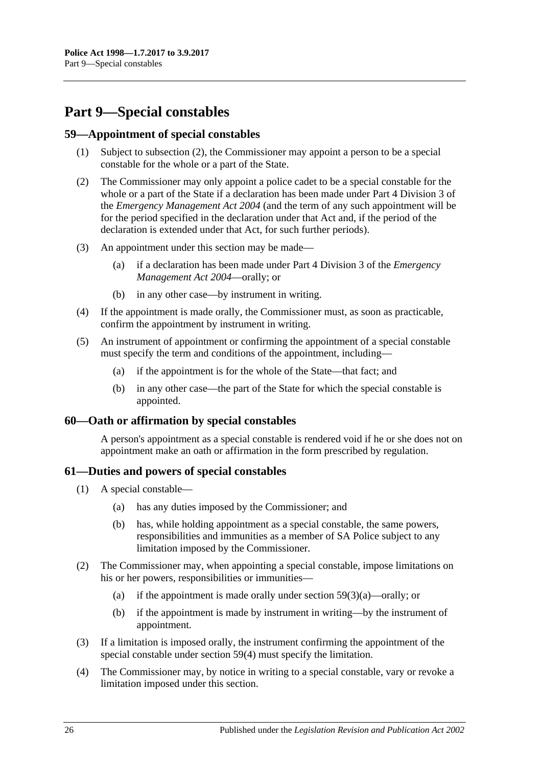# Part 9—Special constables

## 59—Appointment of special constables

(1) Subject to subsection (2), the Commissioner may appoint a person to be a special constable for the whole or a part of the State.

(2) The Commissioner may only appoint a police cadet to be a special constable for the whole or a part of the State if a declaration has been made under Part 4 Division 3 of the *Emergency Management Act 2004* (and the term of any such appointment will be for the period specified in the declaration under that Act and, if the period of the declaration is extended under that Act, for such further periods).

(3) An appointment under this section may be made—

- (a) if a declaration has been made under Part 4 Division 3 of the *Emergency Management Act 2004*—orally; or
- (b) in any other case—by instrument in writing.

(4) If the appointment is made orally, the Commissioner must, as soon as practicable, confirm the appointment by instrument in writing.

(5) An instrument of appointment or confirming the appointment of a special constable must specify the term and conditions of the appointment, including—

- (a) if the appointment is for the whole of the State—that fact; and
- (b) in any other case—the part of the State for which the special constable is appointed.

## 60—Oath or affirmation by special constables

A person's appointment as a special constable is rendered void if he or she does not on appointment make an oath or affirmation in the form prescribed by regulation.

## 61—Duties and powers of special constables

(1) A special constable—

- (a) has any duties imposed by the Commissioner; and
- (b) has, while holding appointment as a special constable, the same powers, responsibilities and immunities as a member of SA Police subject to any limitation imposed by the Commissioner.

(2) The Commissioner may, when appointing a special constable, impose limitations on his or her powers, responsibilities or immunities—

- (a) if the appointment is made orally under section 59(3)(a)—orally; or
- (b) if the appointment is made by instrument in writing—by the instrument of appointment.

(3) If a limitation is imposed orally, the instrument confirming the appointment of the special constable under section 59(4) must specify the limitation.

(4) The Commissioner may, by notice in writing to a special constable, vary or revoke a limitation imposed under this section.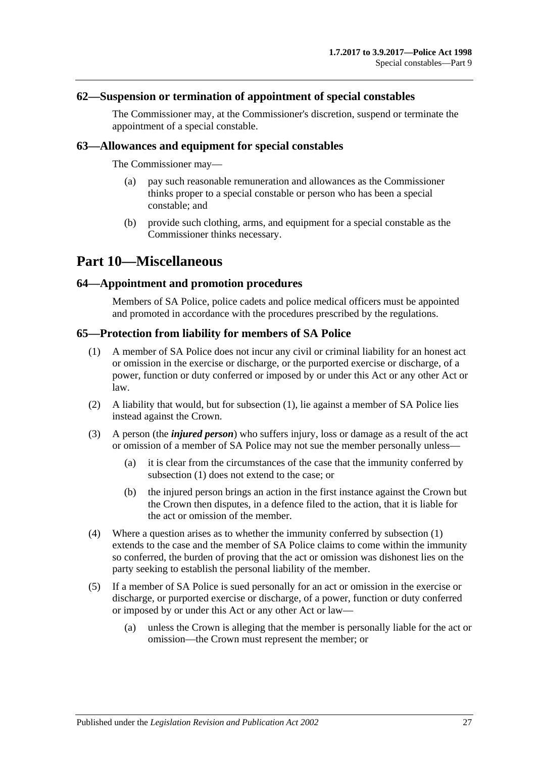## 62—Suspension or termination of appointment of special constables

The Commissioner may, at the Commissioner's discretion, suspend or terminate the appointment of a special constable.

## 63—Allowances and equipment for special constables

The Commissioner may—

- (a) pay such reasonable remuneration and allowances as the Commissioner thinks proper to a special constable or person who has been a special constable; and
- (b) provide such clothing, arms, and equipment for a special constable as the Commissioner thinks necessary.

# Part 10—Miscellaneous

## 64—Appointment and promotion procedures

Members of SA Police, police cadets and police medical officers must be appointed and promoted in accordance with the procedures prescribed by the regulations.

## 65—Protection from liability for members of SA Police

(1) A member of SA Police does not incur any civil or criminal liability for an honest act or omission in the exercise or discharge, or the purported exercise or discharge, of a power, function or duty conferred or imposed by or under this Act or any other Act or law.

(2) A liability that would, but for subsection (1), lie against a member of SA Police lies instead against the Crown.

(3) A person (the ***injured person***) who suffers injury, loss or damage as a result of the act or omission of a member of SA Police may not sue the member personally unless—

- (a) it is clear from the circumstances of the case that the immunity conferred by subsection (1) does not extend to the case; or
- (b) the injured person brings an action in the first instance against the Crown but the Crown then disputes, in a defence filed to the action, that it is liable for the act or omission of the member.

(4) Where a question arises as to whether the immunity conferred by subsection (1) extends to the case and the member of SA Police claims to come within the immunity so conferred, the burden of proving that the act or omission was dishonest lies on the party seeking to establish the personal liability of the member.

(5) If a member of SA Police is sued personally for an act or omission in the exercise or discharge, or purported exercise or discharge, of a power, function or duty conferred or imposed by or under this Act or any other Act or law—

- (a) unless the Crown is alleging that the member is personally liable for the act or omission—the Crown must represent the member; or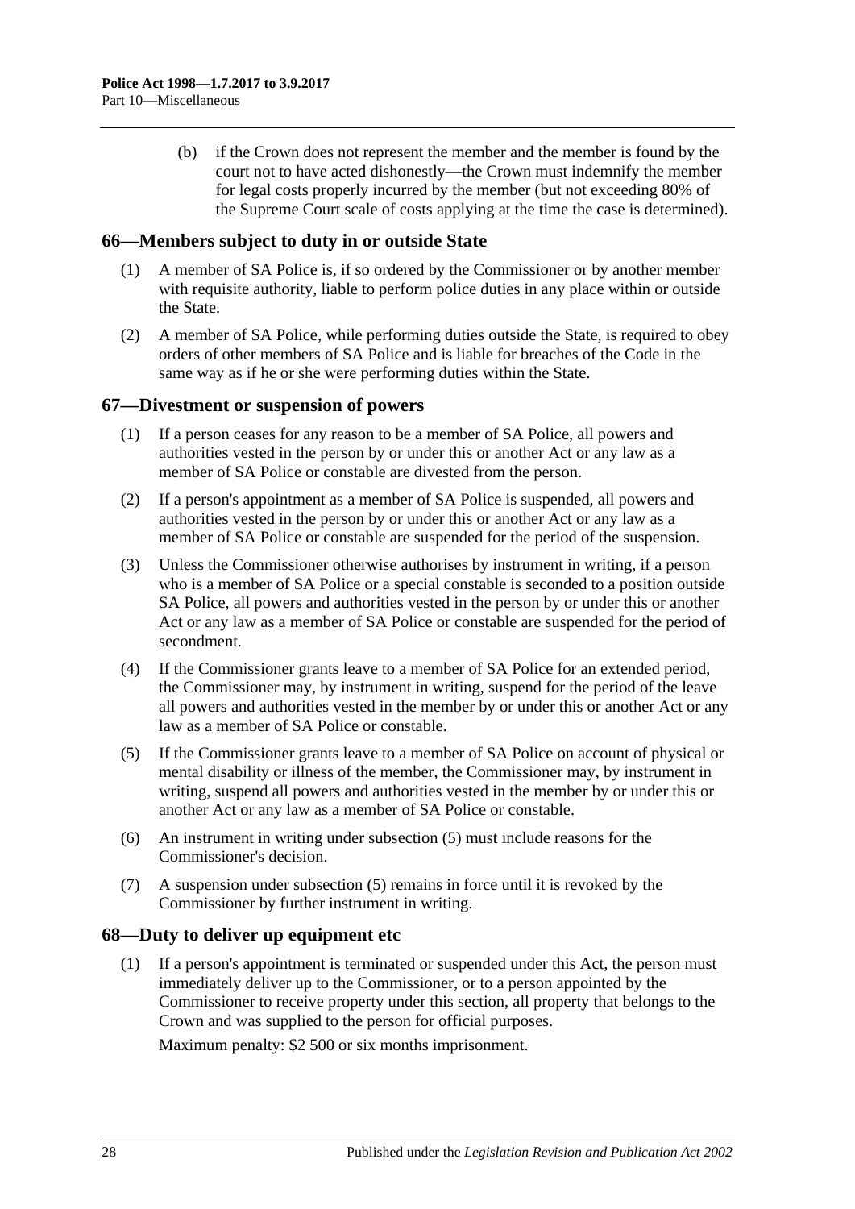(b) if the Crown does not represent the member and the member is found by the court not to have acted dishonestly—the Crown must indemnify the member for legal costs properly incurred by the member (but not exceeding 80% of the Supreme Court scale of costs applying at the time the case is determined).

## 66—Members subject to duty in or outside State

(1) A member of SA Police is, if so ordered by the Commissioner or by another member with requisite authority, liable to perform police duties in any place within or outside the State.

(2) A member of SA Police, while performing duties outside the State, is required to obey orders of other members of SA Police and is liable for breaches of the Code in the same way as if he or she were performing duties within the State.

## 67—Divestment or suspension of powers

(1) If a person ceases for any reason to be a member of SA Police, all powers and authorities vested in the person by or under this or another Act or any law as a member of SA Police or constable are divested from the person.

(2) If a person's appointment as a member of SA Police is suspended, all powers and authorities vested in the person by or under this or another Act or any law as a member of SA Police or constable are suspended for the period of the suspension.

(3) Unless the Commissioner otherwise authorises by instrument in writing, if a person who is a member of SA Police or a special constable is seconded to a position outside SA Police, all powers and authorities vested in the person by or under this or another Act or any law as a member of SA Police or constable are suspended for the period of secondment.

(4) If the Commissioner grants leave to a member of SA Police for an extended period, the Commissioner may, by instrument in writing, suspend for the period of the leave all powers and authorities vested in the member by or under this or another Act or any law as a member of SA Police or constable.

(5) If the Commissioner grants leave to a member of SA Police on account of physical or mental disability or illness of the member, the Commissioner may, by instrument in writing, suspend all powers and authorities vested in the member by or under this or another Act or any law as a member of SA Police or constable.

(6) An instrument in writing under subsection (5) must include reasons for the Commissioner's decision.

(7) A suspension under subsection (5) remains in force until it is revoked by the Commissioner by further instrument in writing.

## 68—Duty to deliver up equipment etc

(1) If a person's appointment is terminated or suspended under this Act, the person must immediately deliver up to the Commissioner, or to a person appointed by the Commissioner to receive property under this section, all property that belongs to the Crown and was supplied to the person for official purposes.

Maximum penalty: $2 500 or six months imprisonment.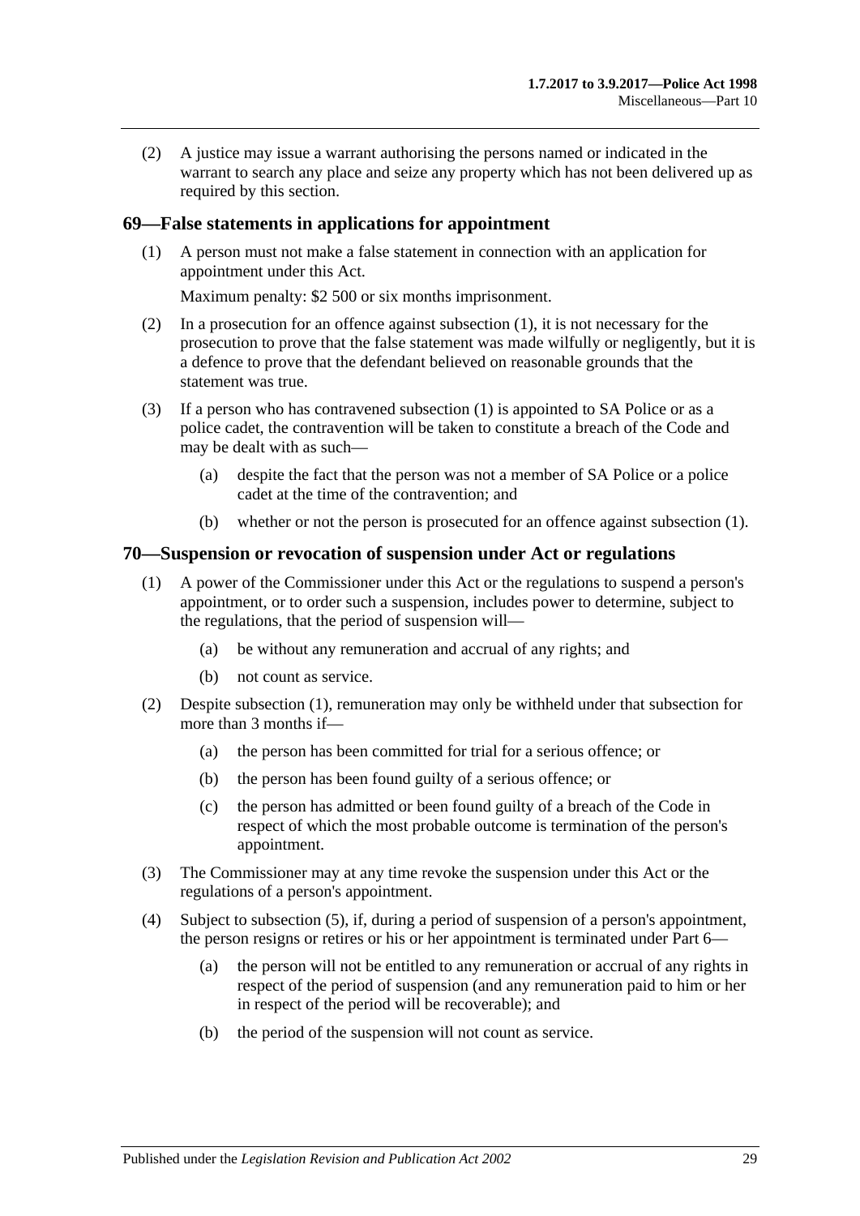(2) A justice may issue a warrant authorising the persons named or indicated in the warrant to search any place and seize any property which has not been delivered up as required by this section.

## 69—False statements in applications for appointment

(1) A person must not make a false statement in connection with an application for appointment under this Act.

Maximum penalty: $2 500 or six months imprisonment.

(2) In a prosecution for an offence against subsection (1), it is not necessary for the prosecution to prove that the false statement was made wilfully or negligently, but it is a defence to prove that the defendant believed on reasonable grounds that the statement was true.

(3) If a person who has contravened subsection (1) is appointed to SA Police or as a police cadet, the contravention will be taken to constitute a breach of the Code and may be dealt with as such—

(a) despite the fact that the person was not a member of SA Police or a police cadet at the time of the contravention; and

(b) whether or not the person is prosecuted for an offence against subsection (1).

## 70—Suspension or revocation of suspension under Act or regulations

(1) A power of the Commissioner under this Act or the regulations to suspend a person's appointment, or to order such a suspension, includes power to determine, subject to the regulations, that the period of suspension will—

(a) be without any remuneration and accrual of any rights; and

(b) not count as service.

(2) Despite subsection (1), remuneration may only be withheld under that subsection for more than 3 months if—

(a) the person has been committed for trial for a serious offence; or

(b) the person has been found guilty of a serious offence; or

(c) the person has admitted or been found guilty of a breach of the Code in respect of which the most probable outcome is termination of the person's appointment.

(3) The Commissioner may at any time revoke the suspension under this Act or the regulations of a person's appointment.

(4) Subject to subsection (5), if, during a period of suspension of a person's appointment, the person resigns or retires or his or her appointment is terminated under Part 6—

(a) the person will not be entitled to any remuneration or accrual of any rights in respect of the period of suspension (and any remuneration paid to him or her in respect of the period will be recoverable); and

(b) the period of the suspension will not count as service.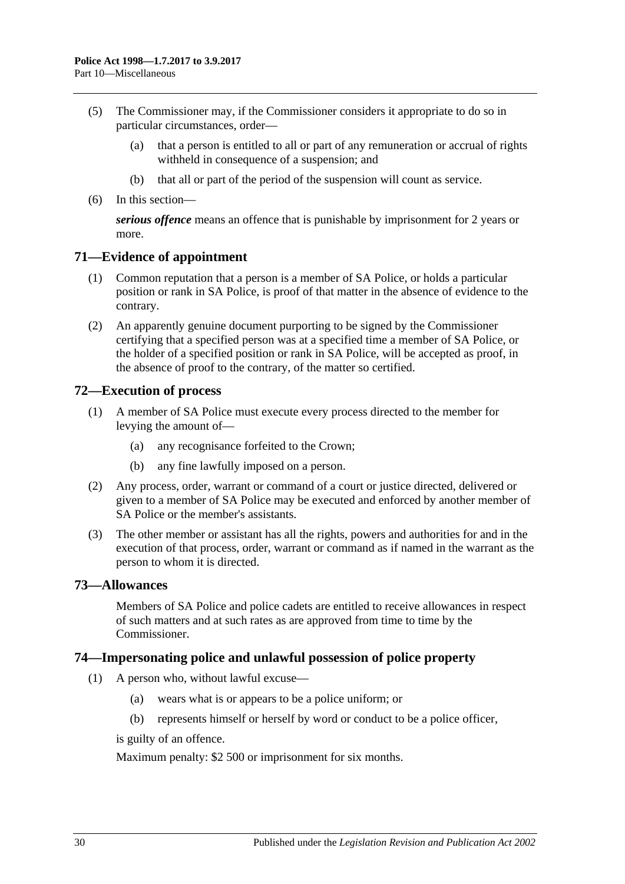(5) The Commissioner may, if the Commissioner considers it appropriate to do so in particular circumstances, order—

  (a) that a person is entitled to all or part of any remuneration or accrual of rights withheld in consequence of a suspension; and

  (b) that all or part of the period of the suspension will count as service.

(6) In this section—

***serious offence*** means an offence that is punishable by imprisonment for 2 years or more.

## 71—Evidence of appointment

(1) Common reputation that a person is a member of SA Police, or holds a particular position or rank in SA Police, is proof of that matter in the absence of evidence to the contrary.

(2) An apparently genuine document purporting to be signed by the Commissioner certifying that a specified person was at a specified time a member of SA Police, or the holder of a specified position or rank in SA Police, will be accepted as proof, in the absence of proof to the contrary, of the matter so certified.

## 72—Execution of process

(1) A member of SA Police must execute every process directed to the member for levying the amount of—

  (a) any recognisance forfeited to the Crown;

  (b) any fine lawfully imposed on a person.

(2) Any process, order, warrant or command of a court or justice directed, delivered or given to a member of SA Police may be executed and enforced by another member of SA Police or the member's assistants.

(3) The other member or assistant has all the rights, powers and authorities for and in the execution of that process, order, warrant or command as if named in the warrant as the person to whom it is directed.

## 73—Allowances

Members of SA Police and police cadets are entitled to receive allowances in respect of such matters and at such rates as are approved from time to time by the Commissioner.

## 74—Impersonating police and unlawful possession of police property

(1) A person who, without lawful excuse—

  (a) wears what is or appears to be a police uniform; or

  (b) represents himself or herself by word or conduct to be a police officer,

is guilty of an offence.

Maximum penalty: $2 500 or imprisonment for six months.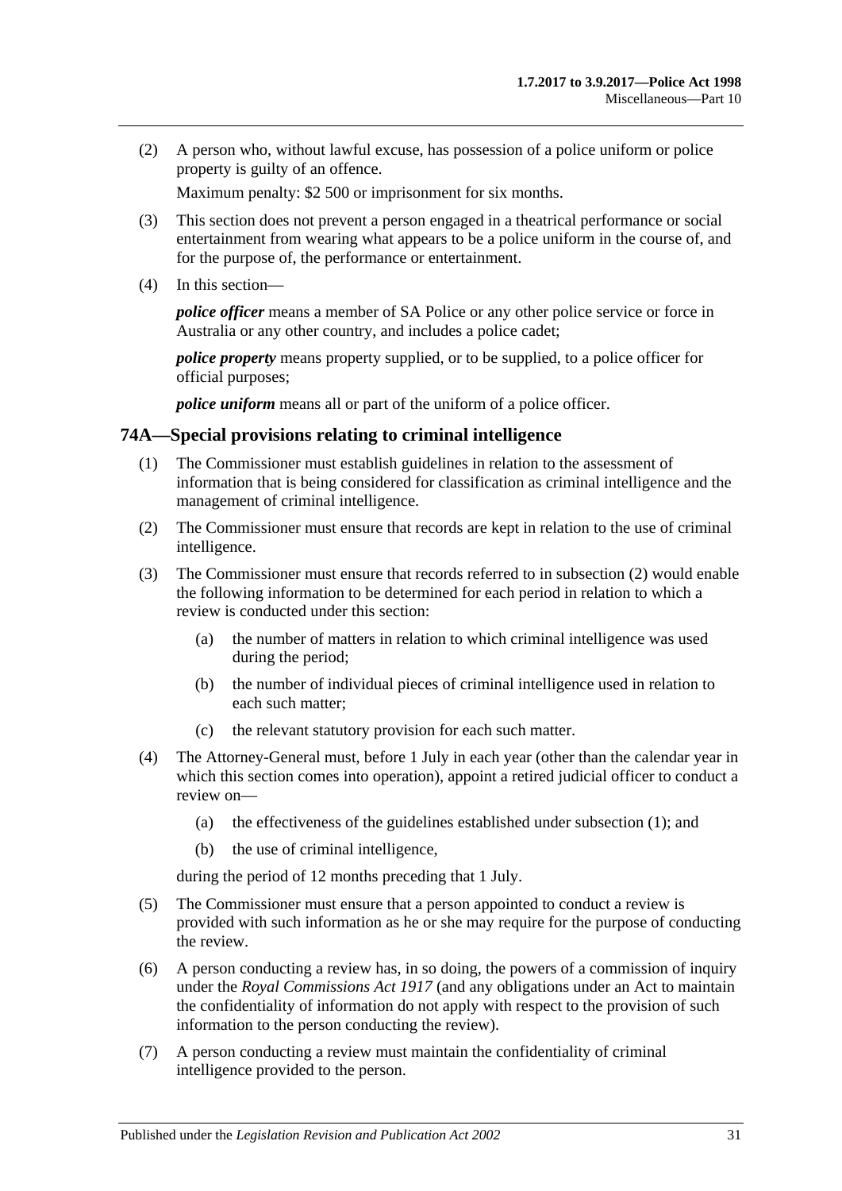(2) A person who, without lawful excuse, has possession of a police uniform or police property is guilty of an offence.

Maximum penalty: $2 500 or imprisonment for six months.

(3) This section does not prevent a person engaged in a theatrical performance or social entertainment from wearing what appears to be a police uniform in the course of, and for the purpose of, the performance or entertainment.

(4) In this section—

***police officer*** means a member of SA Police or any other police service or force in Australia or any other country, and includes a police cadet;

***police property*** means property supplied, or to be supplied, to a police officer for official purposes;

***police uniform*** means all or part of the uniform of a police officer.

## 74A—Special provisions relating to criminal intelligence

(1) The Commissioner must establish guidelines in relation to the assessment of information that is being considered for classification as criminal intelligence and the management of criminal intelligence.

(2) The Commissioner must ensure that records are kept in relation to the use of criminal intelligence.

(3) The Commissioner must ensure that records referred to in subsection (2) would enable the following information to be determined for each period in relation to which a review is conducted under this section:

- (a) the number of matters in relation to which criminal intelligence was used during the period;
- (b) the number of individual pieces of criminal intelligence used in relation to each such matter;
- (c) the relevant statutory provision for each such matter.

(4) The Attorney-General must, before 1 July in each year (other than the calendar year in which this section comes into operation), appoint a retired judicial officer to conduct a review on—

- (a) the effectiveness of the guidelines established under subsection (1); and
- (b) the use of criminal intelligence,

during the period of 12 months preceding that 1 July.

(5) The Commissioner must ensure that a person appointed to conduct a review is provided with such information as he or she may require for the purpose of conducting the review.

(6) A person conducting a review has, in so doing, the powers of a commission of inquiry under the *Royal Commissions Act 1917* (and any obligations under an Act to maintain the confidentiality of information do not apply with respect to the provision of such information to the person conducting the review).

(7) A person conducting a review must maintain the confidentiality of criminal intelligence provided to the person.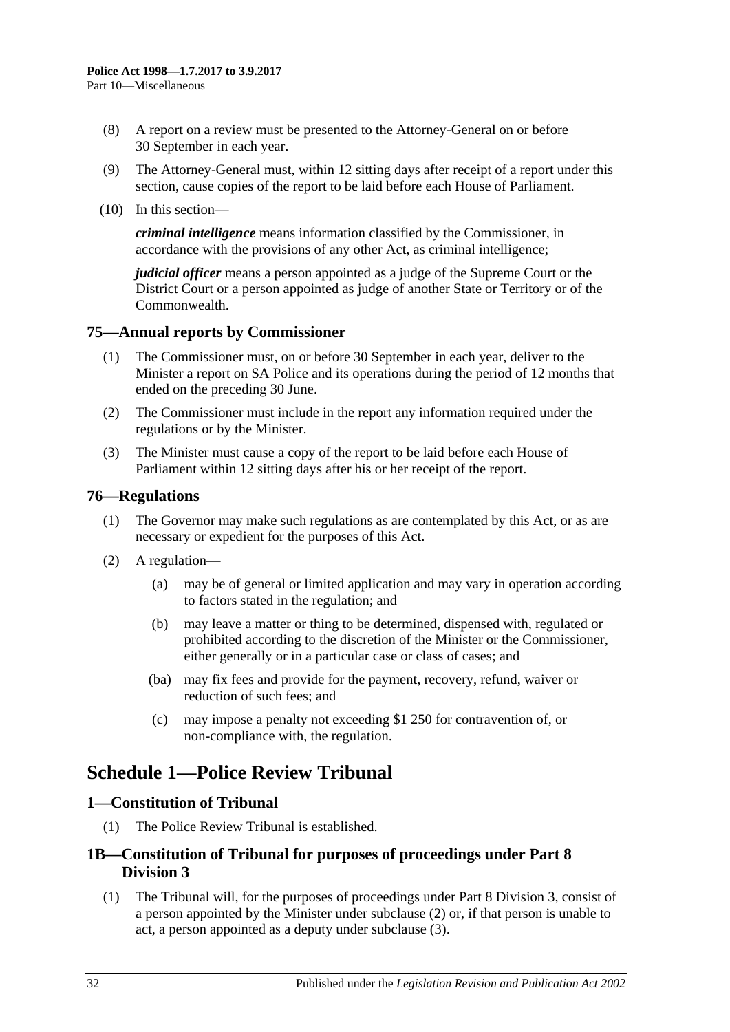(8) A report on a review must be presented to the Attorney-General on or before 30 September in each year.

(9) The Attorney-General must, within 12 sitting days after receipt of a report under this section, cause copies of the report to be laid before each House of Parliament.

(10) In this section—

***criminal intelligence*** means information classified by the Commissioner, in accordance with the provisions of any other Act, as criminal intelligence;

***judicial officer*** means a person appointed as a judge of the Supreme Court or the District Court or a person appointed as judge of another State or Territory or of the Commonwealth.

### 75—Annual reports by Commissioner

(1) The Commissioner must, on or before 30 September in each year, deliver to the Minister a report on SA Police and its operations during the period of 12 months that ended on the preceding 30 June.

(2) The Commissioner must include in the report any information required under the regulations or by the Minister.

(3) The Minister must cause a copy of the report to be laid before each House of Parliament within 12 sitting days after his or her receipt of the report.

### 76—Regulations

(1) The Governor may make such regulations as are contemplated by this Act, or as are necessary or expedient for the purposes of this Act.

(2) A regulation—

(a) may be of general or limited application and may vary in operation according to factors stated in the regulation; and

(b) may leave a matter or thing to be determined, dispensed with, regulated or prohibited according to the discretion of the Minister or the Commissioner, either generally or in a particular case or class of cases; and

(ba) may fix fees and provide for the payment, recovery, refund, waiver or reduction of such fees; and

(c) may impose a penalty not exceeding $1 250 for contravention of, or non-compliance with, the regulation.

# Schedule 1—Police Review Tribunal

### 1—Constitution of Tribunal

(1) The Police Review Tribunal is established.

### 1B—Constitution of Tribunal for purposes of proceedings under Part 8 Division 3

(1) The Tribunal will, for the purposes of proceedings under Part 8 Division 3, consist of a person appointed by the Minister under subclause (2) or, if that person is unable to act, a person appointed as a deputy under subclause (3).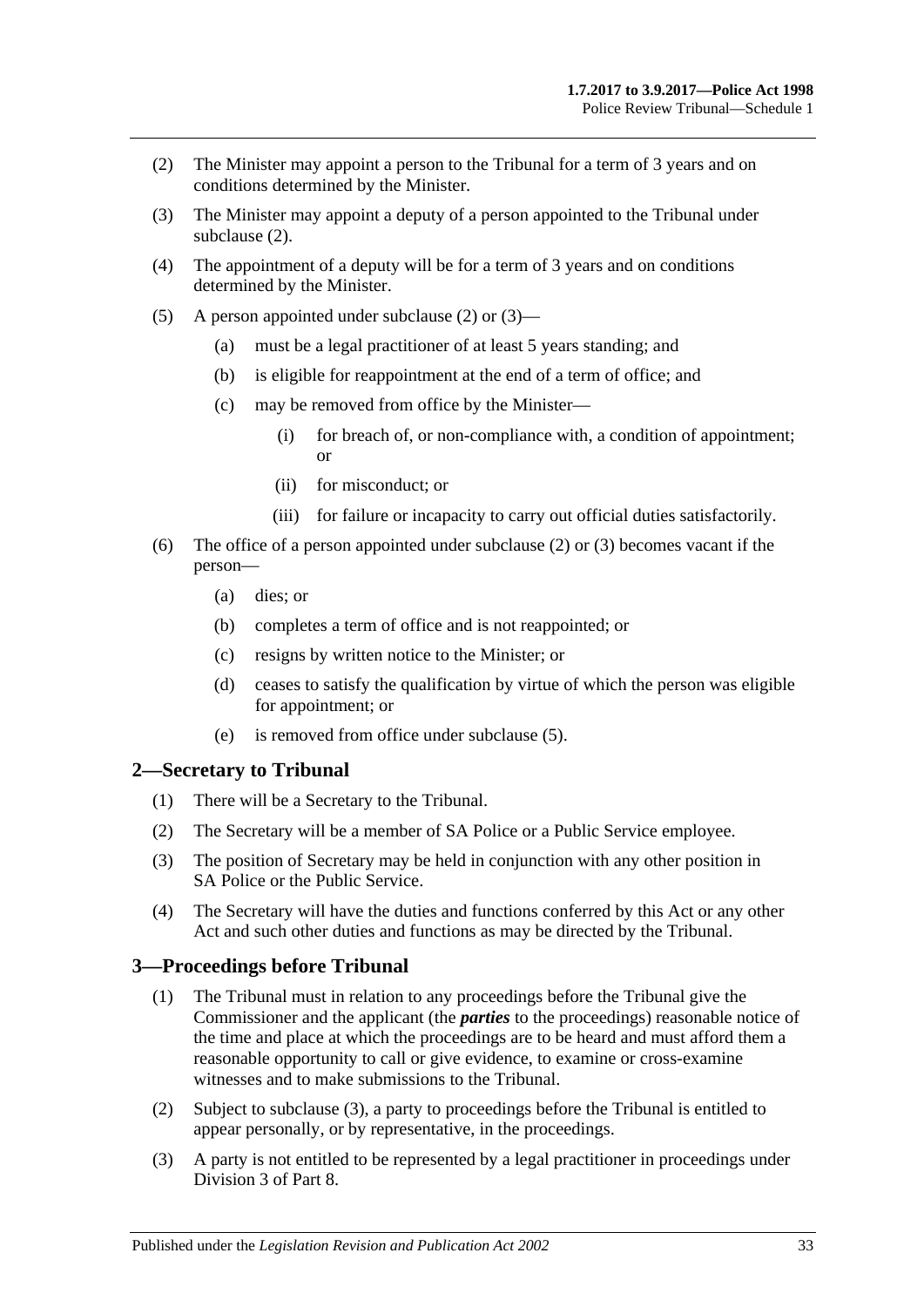(2) The Minister may appoint a person to the Tribunal for a term of 3 years and on conditions determined by the Minister.

(3) The Minister may appoint a deputy of a person appointed to the Tribunal under subclause (2).

(4) The appointment of a deputy will be for a term of 3 years and on conditions determined by the Minister.

(5) A person appointed under subclause (2) or (3)—

(a) must be a legal practitioner of at least 5 years standing; and

(b) is eligible for reappointment at the end of a term of office; and

(c) may be removed from office by the Minister—

(i) for breach of, or non-compliance with, a condition of appointment; or

(ii) for misconduct; or

(iii) for failure or incapacity to carry out official duties satisfactorily.

(6) The office of a person appointed under subclause (2) or (3) becomes vacant if the person—

(a) dies; or

(b) completes a term of office and is not reappointed; or

(c) resigns by written notice to the Minister; or

(d) ceases to satisfy the qualification by virtue of which the person was eligible for appointment; or

(e) is removed from office under subclause (5).

## 2—Secretary to Tribunal

(1) There will be a Secretary to the Tribunal.

(2) The Secretary will be a member of SA Police or a Public Service employee.

(3) The position of Secretary may be held in conjunction with any other position in SA Police or the Public Service.

(4) The Secretary will have the duties and functions conferred by this Act or any other Act and such other duties and functions as may be directed by the Tribunal.

## 3—Proceedings before Tribunal

(1) The Tribunal must in relation to any proceedings before the Tribunal give the Commissioner and the applicant (the ***parties*** to the proceedings) reasonable notice of the time and place at which the proceedings are to be heard and must afford them a reasonable opportunity to call or give evidence, to examine or cross-examine witnesses and to make submissions to the Tribunal.

(2) Subject to subclause (3), a party to proceedings before the Tribunal is entitled to appear personally, or by representative, in the proceedings.

(3) A party is not entitled to be represented by a legal practitioner in proceedings under Division 3 of Part 8.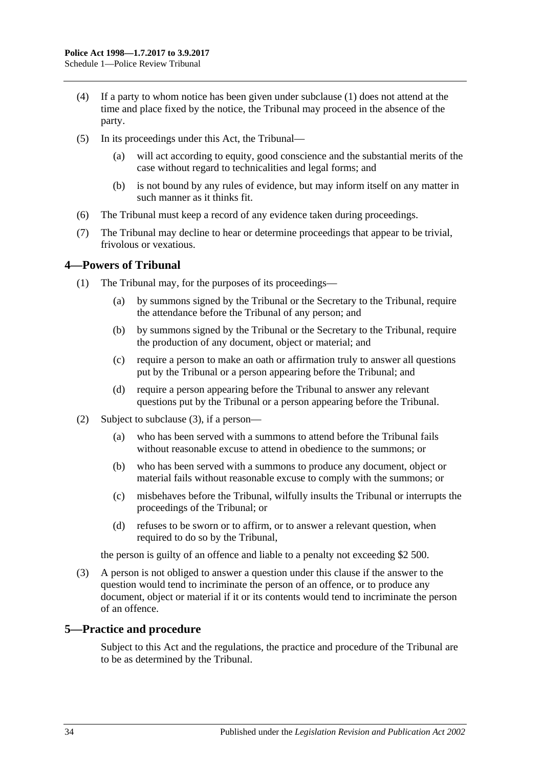(4) If a party to whom notice has been given under subclause (1) does not attend at the time and place fixed by the notice, the Tribunal may proceed in the absence of the party.

(5) In its proceedings under this Act, the Tribunal—

(a) will act according to equity, good conscience and the substantial merits of the case without regard to technicalities and legal forms; and

(b) is not bound by any rules of evidence, but may inform itself on any matter in such manner as it thinks fit.

(6) The Tribunal must keep a record of any evidence taken during proceedings.

(7) The Tribunal may decline to hear or determine proceedings that appear to be trivial, frivolous or vexatious.

## 4—Powers of Tribunal

(1) The Tribunal may, for the purposes of its proceedings—

(a) by summons signed by the Tribunal or the Secretary to the Tribunal, require the attendance before the Tribunal of any person; and

(b) by summons signed by the Tribunal or the Secretary to the Tribunal, require the production of any document, object or material; and

(c) require a person to make an oath or affirmation truly to answer all questions put by the Tribunal or a person appearing before the Tribunal; and

(d) require a person appearing before the Tribunal to answer any relevant questions put by the Tribunal or a person appearing before the Tribunal.

(2) Subject to subclause (3), if a person—

(a) who has been served with a summons to attend before the Tribunal fails without reasonable excuse to attend in obedience to the summons; or

(b) who has been served with a summons to produce any document, object or material fails without reasonable excuse to comply with the summons; or

(c) misbehaves before the Tribunal, wilfully insults the Tribunal or interrupts the proceedings of the Tribunal; or

(d) refuses to be sworn or to affirm, or to answer a relevant question, when required to do so by the Tribunal,

the person is guilty of an offence and liable to a penalty not exceeding $2 500.

(3) A person is not obliged to answer a question under this clause if the answer to the question would tend to incriminate the person of an offence, or to produce any document, object or material if it or its contents would tend to incriminate the person of an offence.

## 5—Practice and procedure

Subject to this Act and the regulations, the practice and procedure of the Tribunal are to be as determined by the Tribunal.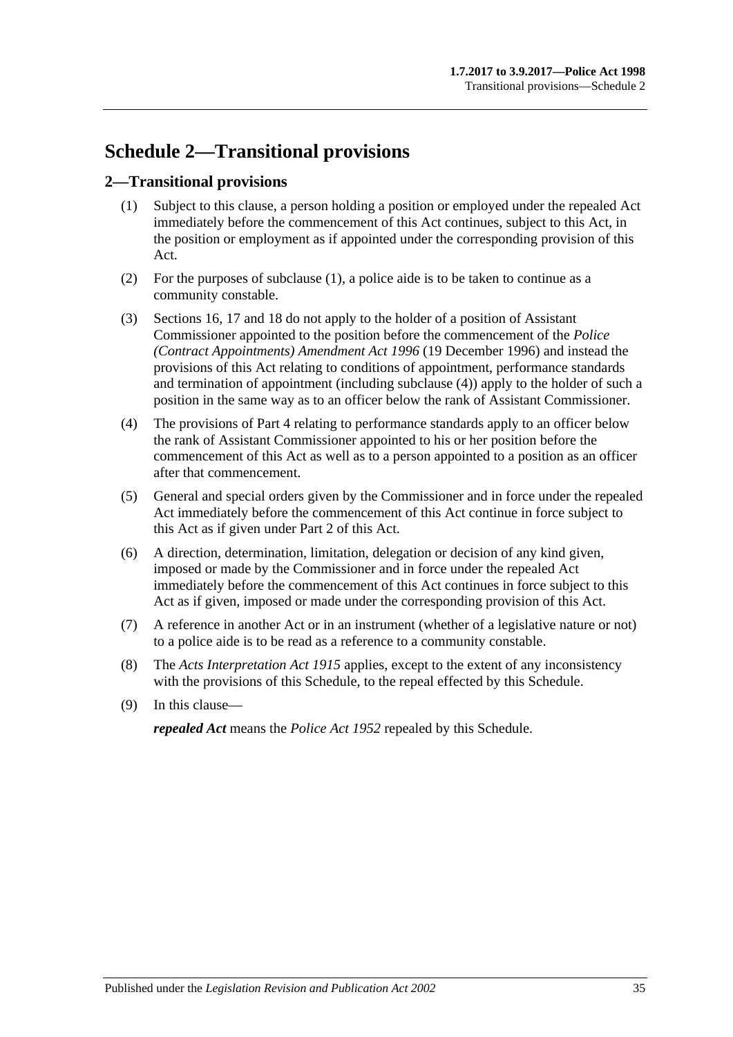# Schedule 2—Transitional provisions

## 2—Transitional provisions

(1) Subject to this clause, a person holding a position or employed under the repealed Act immediately before the commencement of this Act continues, subject to this Act, in the position or employment as if appointed under the corresponding provision of this Act.

(2) For the purposes of subclause (1), a police aide is to be taken to continue as a community constable.

(3) Sections 16, 17 and 18 do not apply to the holder of a position of Assistant Commissioner appointed to the position before the commencement of the *Police (Contract Appointments) Amendment Act 1996* (19 December 1996) and instead the provisions of this Act relating to conditions of appointment, performance standards and termination of appointment (including subclause (4)) apply to the holder of such a position in the same way as to an officer below the rank of Assistant Commissioner.

(4) The provisions of Part 4 relating to performance standards apply to an officer below the rank of Assistant Commissioner appointed to his or her position before the commencement of this Act as well as to a person appointed to a position as an officer after that commencement.

(5) General and special orders given by the Commissioner and in force under the repealed Act immediately before the commencement of this Act continue in force subject to this Act as if given under Part 2 of this Act.

(6) A direction, determination, limitation, delegation or decision of any kind given, imposed or made by the Commissioner and in force under the repealed Act immediately before the commencement of this Act continues in force subject to this Act as if given, imposed or made under the corresponding provision of this Act.

(7) A reference in another Act or in an instrument (whether of a legislative nature or not) to a police aide is to be read as a reference to a community constable.

(8) The *Acts Interpretation Act 1915* applies, except to the extent of any inconsistency with the provisions of this Schedule, to the repeal effected by this Schedule.

(9) In this clause—

***repealed Act*** means the *Police Act 1952* repealed by this Schedule.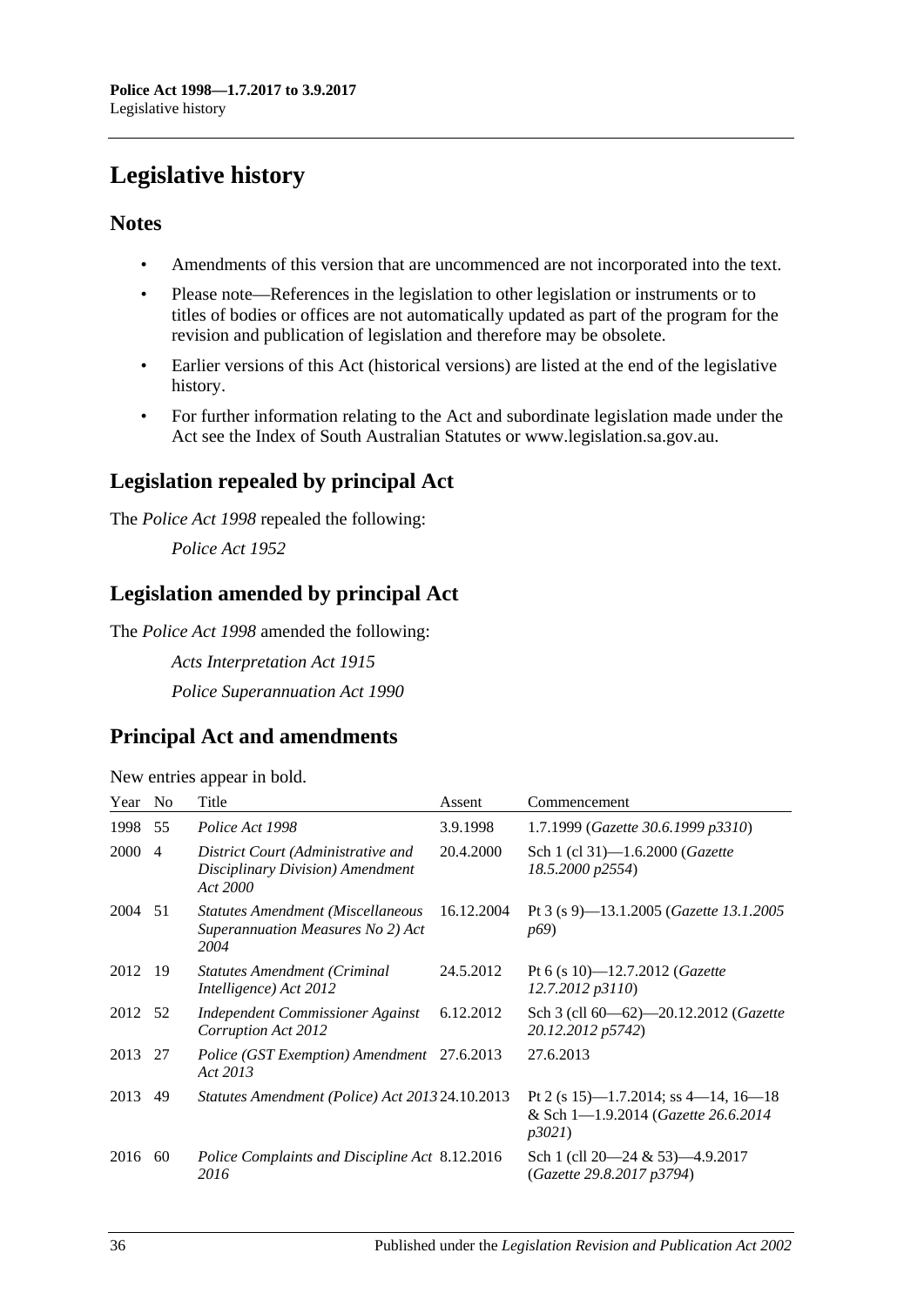# Legislative history

## Notes

- Amendments of this version that are uncommenced are not incorporated into the text.
- Please note—References in the legislation to other legislation or instruments or to titles of bodies or offices are not automatically updated as part of the program for the revision and publication of legislation and therefore may be obsolete.
- Earlier versions of this Act (historical versions) are listed at the end of the legislative history.
- For further information relating to the Act and subordinate legislation made under the Act see the Index of South Australian Statutes or www.legislation.sa.gov.au.

## Legislation repealed by principal Act

The *Police Act 1998* repealed the following:

*Police Act 1952*

## Legislation amended by principal Act

The *Police Act 1998* amended the following:

*Acts Interpretation Act 1915*

*Police Superannuation Act 1990*

## Principal Act and amendments

New entries appear in bold.

| Year | No | Title | Assent | Commencement |
|---|---|---|---|---|
| 1998 | 55 | *Police Act 1998* | 3.9.1998 | 1.7.1999 (*Gazette 30.6.1999 p3310*) |
| 2000 | 4 | *District Court (Administrative and Disciplinary Division) Amendment Act 2000* | 20.4.2000 | Sch 1 (cl 31)—1.6.2000 (*Gazette 18.5.2000 p2554*) |
| 2004 | 51 | *Statutes Amendment (Miscellaneous Superannuation Measures No 2) Act 2004* | 16.12.2004 | Pt 3 (s 9)—13.1.2005 (*Gazette 13.1.2005 p69*) |
| 2012 | 19 | *Statutes Amendment (Criminal Intelligence) Act 2012* | 24.5.2012 | Pt 6 (s 10)—12.7.2012 (*Gazette 12.7.2012 p3110*) |
| 2012 | 52 | *Independent Commissioner Against Corruption Act 2012* | 6.12.2012 | Sch 3 (cll 60—62)—20.12.2012 (*Gazette 20.12.2012 p5742*) |
| 2013 | 27 | *Police (GST Exemption) Amendment Act 2013* | 27.6.2013 | 27.6.2013 |
| 2013 | 49 | *Statutes Amendment (Police) Act 2013* | 24.10.2013 | Pt 2 (s 15)—1.7.2014; ss 4—14, 16—18 & Sch 1—1.9.2014 (*Gazette 26.6.2014 p3021*) |
| 2016 | 60 | *Police Complaints and Discipline Act 2016* | 8.12.2016 | Sch 1 (cll 20—24 & 53)—4.9.2017 (*Gazette 29.8.2017 p3794*) |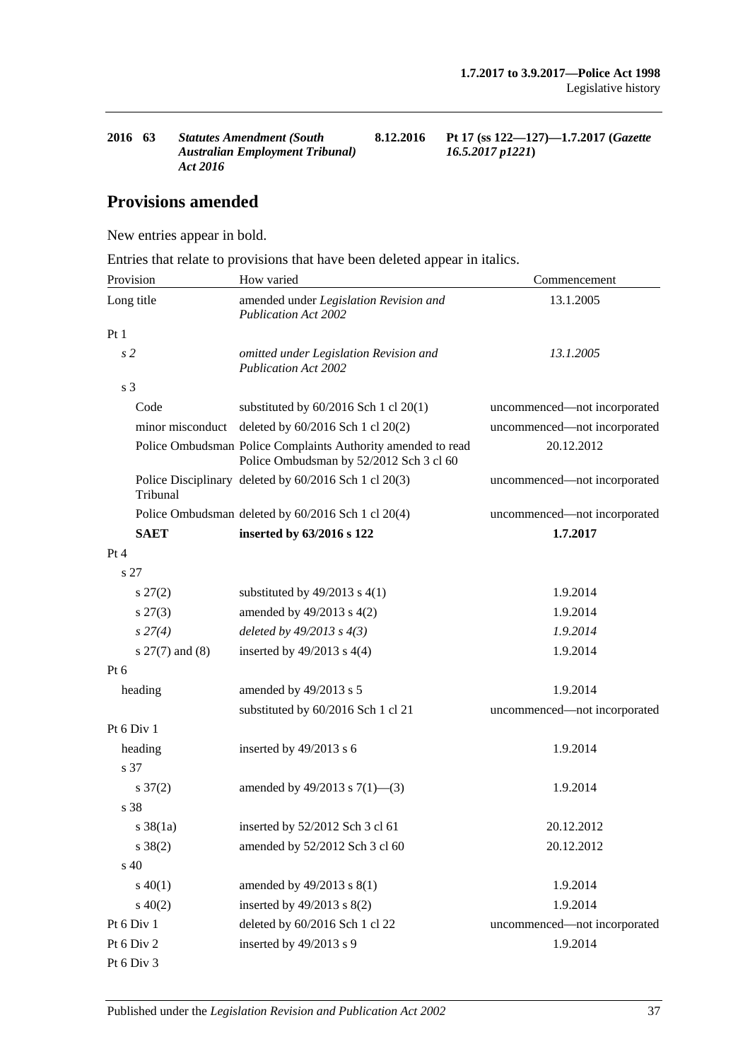| 2016 | 63 | *Statutes Amendment (South Australian Employment Tribunal) Act 2016* | 8.12.2016 | Pt 17 (ss 122—127)—1.7.2017 (*Gazette 16.5.2017 p1221*) |
|---|---|---|---|---|

## Provisions amended

New entries appear in bold.

Entries that relate to provisions that have been deleted appear in italics.

| Provision | How varied | Commencement |
|---|---|---|
| Long title | amended under *Legislation Revision and Publication Act 2002* | 13.1.2005 |
| Pt 1 | | |
| *s 2* | *omitted under Legislation Revision and Publication Act 2002* | *13.1.2005* |
| s 3 | | |
| Code | substituted by 60/2016 Sch 1 cl 20(1) | uncommenced—not incorporated |
| minor misconduct | deleted by 60/2016 Sch 1 cl 20(2) | uncommenced—not incorporated |
| Police Ombudsman | Police Complaints Authority amended to read Police Ombudsman by 52/2012 Sch 3 cl 60 | 20.12.2012 |
| Police Disciplinary Tribunal | deleted by 60/2016 Sch 1 cl 20(3) | uncommenced—not incorporated |
| Police Ombudsman | deleted by 60/2016 Sch 1 cl 20(4) | uncommenced—not incorporated |
| **SAET** | **inserted by 63/2016 s 122** | **1.7.2017** |
| Pt 4 | | |
| s 27 | | |
| s 27(2) | substituted by 49/2013 s 4(1) | 1.9.2014 |
| s 27(3) | amended by 49/2013 s 4(2) | 1.9.2014 |
| *s 27(4)* | *deleted by 49/2013 s 4(3)* | *1.9.2014* |
| s 27(7) and (8) | inserted by 49/2013 s 4(4) | 1.9.2014 |
| Pt 6 | | |
| heading | amended by 49/2013 s 5 | 1.9.2014 |
| | substituted by 60/2016 Sch 1 cl 21 | uncommenced—not incorporated |
| Pt 6 Div 1 | | |
| heading | inserted by 49/2013 s 6 | 1.9.2014 |
| s 37 | | |
| s 37(2) | amended by 49/2013 s 7(1)—(3) | 1.9.2014 |
| s 38 | | |
| s 38(1a) | inserted by 52/2012 Sch 3 cl 61 | 20.12.2012 |
| s 38(2) | amended by 52/2012 Sch 3 cl 60 | 20.12.2012 |
| s 40 | | |
| s 40(1) | amended by 49/2013 s 8(1) | 1.9.2014 |
| s 40(2) | inserted by 49/2013 s 8(2) | 1.9.2014 |
| Pt 6 Div 1 | deleted by 60/2016 Sch 1 cl 22 | uncommenced—not incorporated |
| Pt 6 Div 2 | inserted by 49/2013 s 9 | 1.9.2014 |
| Pt 6 Div 3 | | |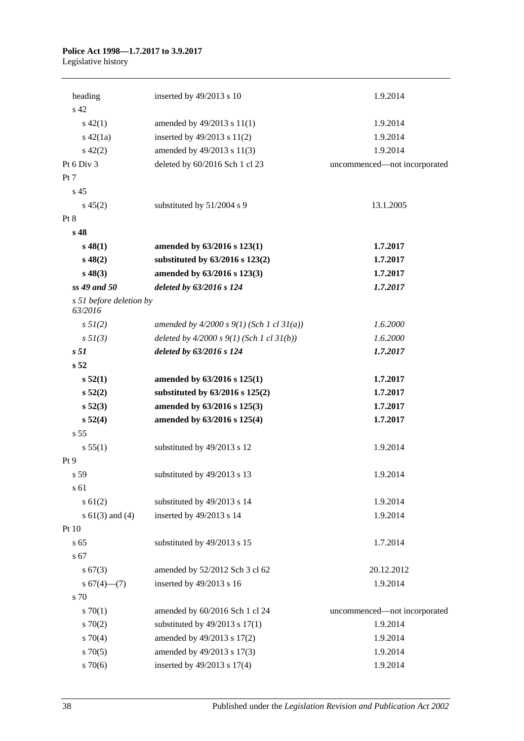| | | |
|---|---|---|
| heading | inserted by 49/2013 s 10 | 1.9.2014 |
| s 42 | | |
| s 42(1) | amended by 49/2013 s 11(1) | 1.9.2014 |
| s 42(1a) | inserted by 49/2013 s 11(2) | 1.9.2014 |
| s 42(2) | amended by 49/2013 s 11(3) | 1.9.2014 |
| Pt 6 Div 3 | deleted by 60/2016 Sch 1 cl 23 | uncommenced—not incorporated |
| Pt 7 | | |
| s 45 | | |
| s 45(2) | substituted by 51/2004 s 9 | 13.1.2005 |
| Pt 8 | | |
| **s 48** | | |
| **s 48(1)** | **amended by 63/2016 s 123(1)** | **1.7.2017** |
| **s 48(2)** | **substituted by 63/2016 s 123(2)** | **1.7.2017** |
| **s 48(3)** | **amended by 63/2016 s 123(3)** | **1.7.2017** |
| ***ss 49 and 50*** | ***deleted by 63/2016 s 124*** | ***1.7.2017*** |
| *s 51 before deletion by 63/2016* | | |
| *s 51(2)* | *amended by 4/2000 s 9(1) (Sch 1 cl 31(a))* | *1.6.2000* |
| *s 51(3)* | *deleted by 4/2000 s 9(1) (Sch 1 cl 31(b))* | *1.6.2000* |
| ***s 51*** | ***deleted by 63/2016 s 124*** | ***1.7.2017*** |
| **s 52** | | |
| **s 52(1)** | **amended by 63/2016 s 125(1)** | **1.7.2017** |
| **s 52(2)** | **substituted by 63/2016 s 125(2)** | **1.7.2017** |
| **s 52(3)** | **amended by 63/2016 s 125(3)** | **1.7.2017** |
| **s 52(4)** | **amended by 63/2016 s 125(4)** | **1.7.2017** |
| s 55 | | |
| s 55(1) | substituted by 49/2013 s 12 | 1.9.2014 |
| Pt 9 | | |
| s 59 | substituted by 49/2013 s 13 | 1.9.2014 |
| s 61 | | |
| s 61(2) | substituted by 49/2013 s 14 | 1.9.2014 |
| s 61(3) and (4) | inserted by 49/2013 s 14 | 1.9.2014 |
| Pt 10 | | |
| s 65 | substituted by 49/2013 s 15 | 1.7.2014 |
| s 67 | | |
| s 67(3) | amended by 52/2012 Sch 3 cl 62 | 20.12.2012 |
| s 67(4)—(7) | inserted by 49/2013 s 16 | 1.9.2014 |
| s 70 | | |
| s 70(1) | amended by 60/2016 Sch 1 cl 24 | uncommenced—not incorporated |
| s 70(2) | substituted by 49/2013 s 17(1) | 1.9.2014 |
| s 70(4) | amended by 49/2013 s 17(2) | 1.9.2014 |
| s 70(5) | amended by 49/2013 s 17(3) | 1.9.2014 |
| s 70(6) | inserted by 49/2013 s 17(4) | 1.9.2014 |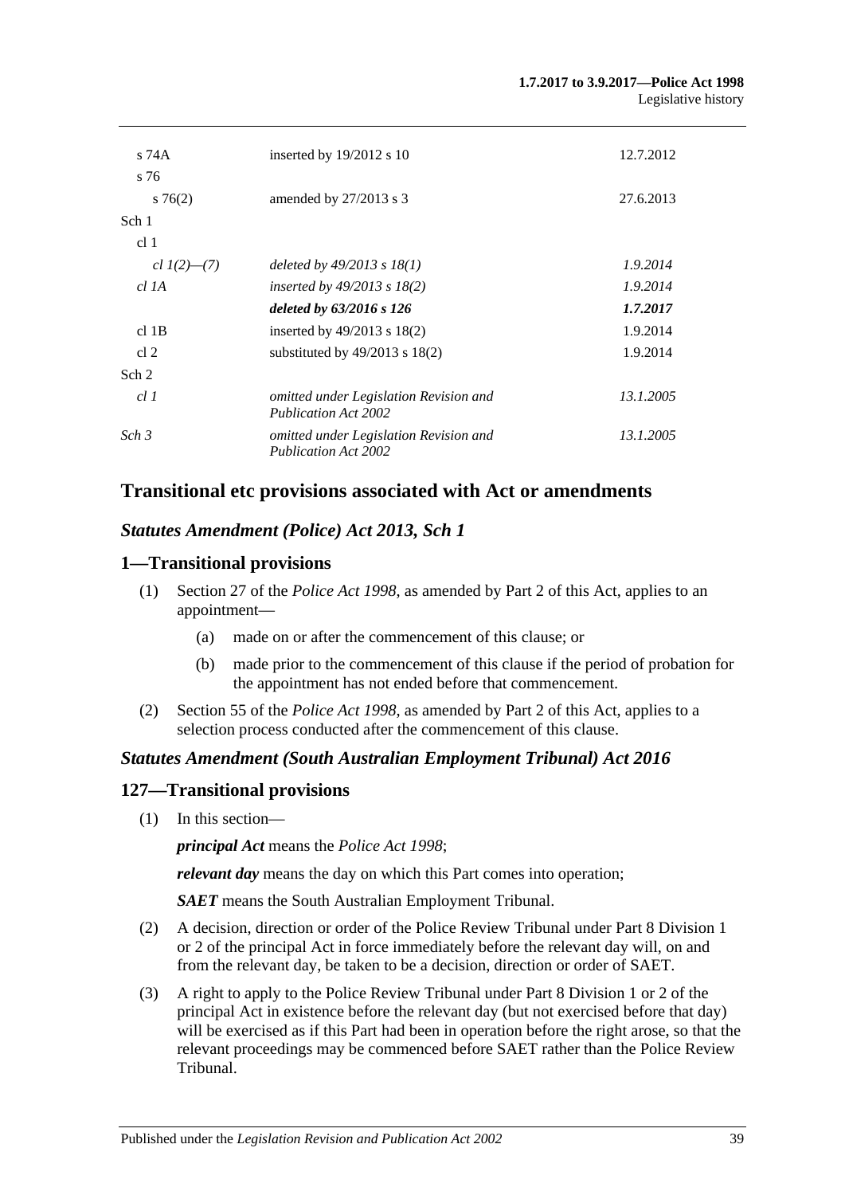| | | |
|---|---|---|
| s 74A | inserted by 19/2012 s 10 | 12.7.2012 |
| s 76 | | |
| s 76(2) | amended by 27/2013 s 3 | 27.6.2013 |
| Sch 1 | | |
| cl 1 | | |
| *cl 1(2)—(7)* | *deleted by 49/2013 s 18(1)* | *1.9.2014* |
| *cl 1A* | *inserted by 49/2013 s 18(2)* | *1.9.2014* |
| | ***deleted by 63/2016 s 126*** | ***1.7.2017*** |
| cl 1B | inserted by 49/2013 s 18(2) | 1.9.2014 |
| cl 2 | substituted by 49/2013 s 18(2) | 1.9.2014 |
| Sch 2 | | |
| *cl 1* | *omitted under Legislation Revision and Publication Act 2002* | *13.1.2005* |
| *Sch 3* | *omitted under Legislation Revision and Publication Act 2002* | *13.1.2005* |

## Transitional etc provisions associated with Act or amendments

### *Statutes Amendment (Police) Act 2013, Sch 1*

### 1—Transitional provisions

(1) Section 27 of the *Police Act 1998*, as amended by Part 2 of this Act, applies to an appointment—

(a) made on or after the commencement of this clause; or

(b) made prior to the commencement of this clause if the period of probation for the appointment has not ended before that commencement.

(2) Section 55 of the *Police Act 1998*, as amended by Part 2 of this Act, applies to a selection process conducted after the commencement of this clause.

### *Statutes Amendment (South Australian Employment Tribunal) Act 2016*

### 127—Transitional provisions

(1) In this section—

***principal Act*** means the *Police Act 1998*;

***relevant day*** means the day on which this Part comes into operation;

***SAET*** means the South Australian Employment Tribunal.

(2) A decision, direction or order of the Police Review Tribunal under Part 8 Division 1 or 2 of the principal Act in force immediately before the relevant day will, on and from the relevant day, be taken to be a decision, direction or order of SAET.

(3) A right to apply to the Police Review Tribunal under Part 8 Division 1 or 2 of the principal Act in existence before the relevant day (but not exercised before that day) will be exercised as if this Part had been in operation before the right arose, so that the relevant proceedings may be commenced before SAET rather than the Police Review Tribunal.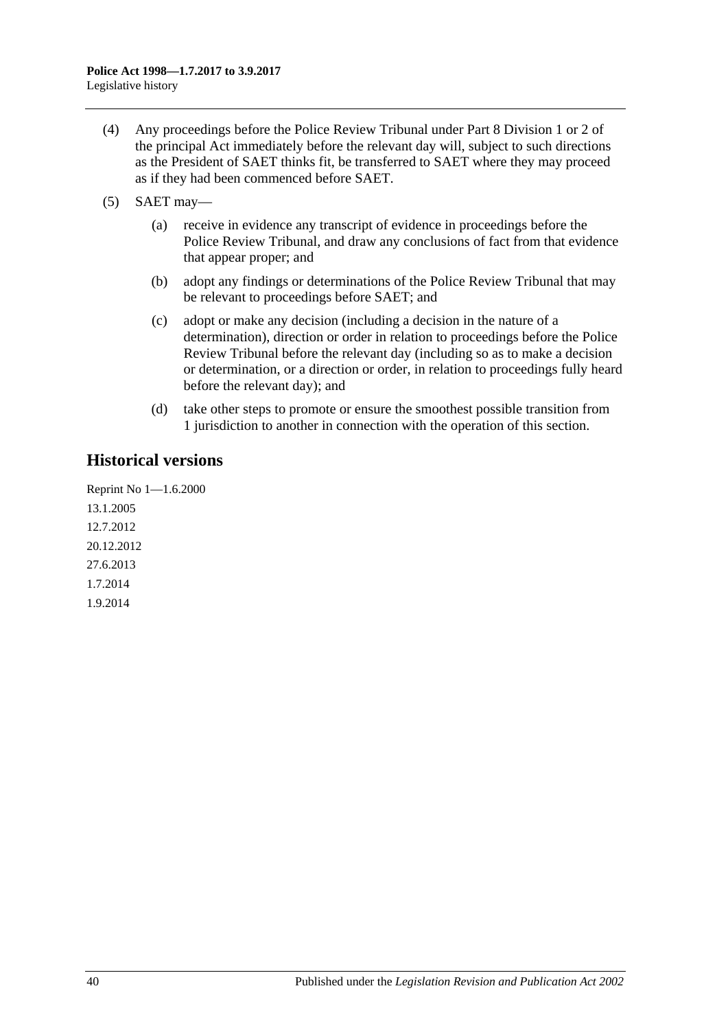(4) Any proceedings before the Police Review Tribunal under Part 8 Division 1 or 2 of the principal Act immediately before the relevant day will, subject to such directions as the President of SAET thinks fit, be transferred to SAET where they may proceed as if they had been commenced before SAET.

(5) SAET may—

(a) receive in evidence any transcript of evidence in proceedings before the Police Review Tribunal, and draw any conclusions of fact from that evidence that appear proper; and

(b) adopt any findings or determinations of the Police Review Tribunal that may be relevant to proceedings before SAET; and

(c) adopt or make any decision (including a decision in the nature of a determination), direction or order in relation to proceedings before the Police Review Tribunal before the relevant day (including so as to make a decision or determination, or a direction or order, in relation to proceedings fully heard before the relevant day); and

(d) take other steps to promote or ensure the smoothest possible transition from 1 jurisdiction to another in connection with the operation of this section.

## Historical versions

Reprint No 1—1.6.2000

13.1.2005

12.7.2012

20.12.2012

27.6.2013

1.7.2014

1.9.2014